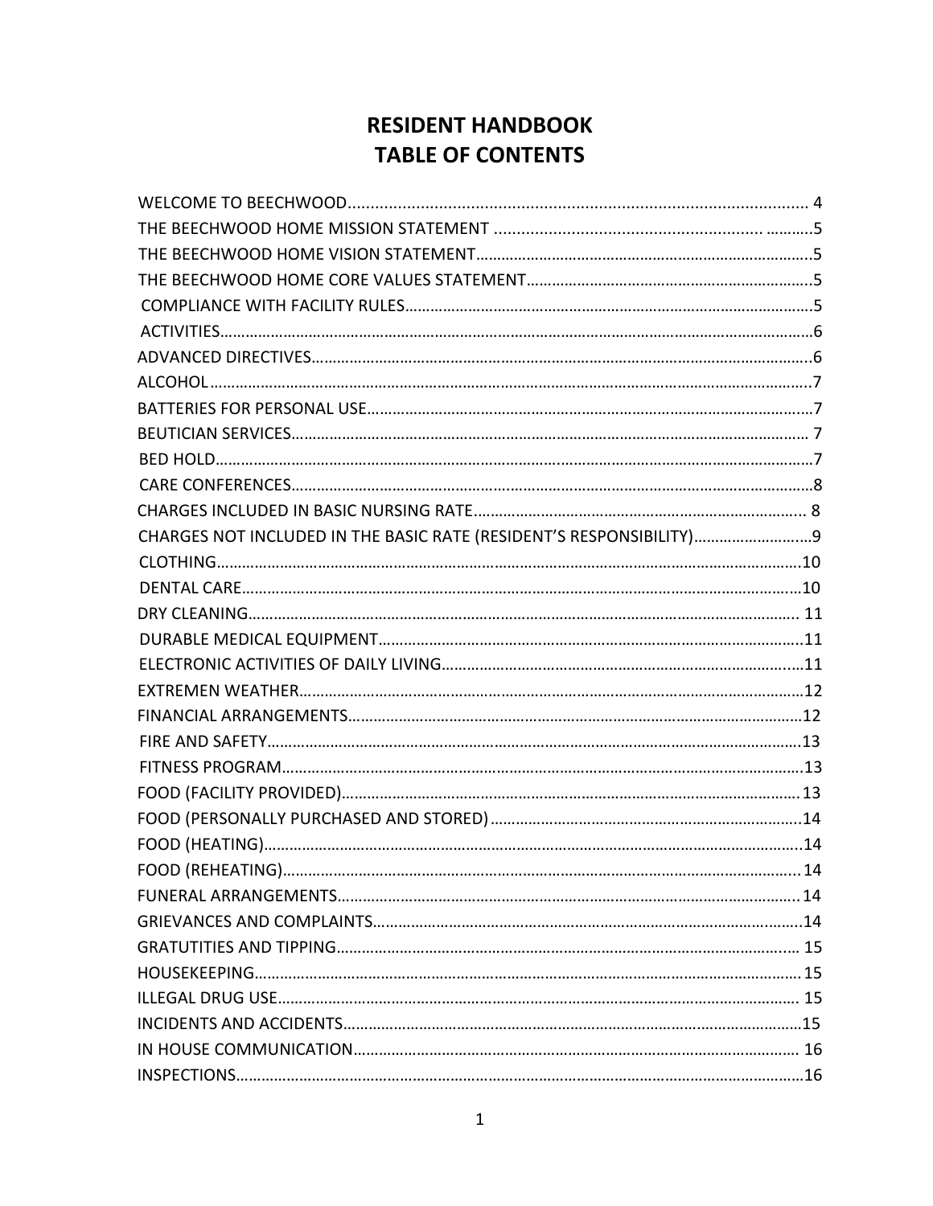# RESIDENT HANDBOOK
# TABLE OF CONTENTS

WELCOME TO BEECHWOOD...................................................................................................... 4
THE BEECHWOOD HOME MISSION STATEMENT .......................................................... ...........5
THE BEECHWOOD HOME VISION STATEMENT...............................................................................5
THE BEECHWOOD HOME CORE VALUES STATEMENT...................................................................5
COMPLIANCE WITH FACILITY RULES................................................................................................5
ACTIVITIES............................................................................................................................................6
ADVANCED DIRECTIVES......................................................................................................................6
ALCOHOL...............................................................................................................................................7
BATTERIES FOR PERSONAL USE..........................................................................................................7
BEUTICIAN SERVICES........................................................................................................................... 7
BED HOLD..............................................................................................................................................7
CARE CONFERENCES.............................................................................................................................8
CHARGES INCLUDED IN BASIC NURSING RATE.............................................................................. 8
CHARGES NOT INCLUDED IN THE BASIC RATE (RESIDENT'S RESPONSIBILITY)............................9
CLOTHING............................................................................................................................................10
DENTAL CARE.......................................................................................................................................10
DRY CLEANING.................................................................................................................................... 11
DURABLE MEDICAL EQUIPMENT........................................................................................................11
ELECTRONIC ACTIVITIES OF DAILY LIVING.........................................................................................11
EXTREMEN WEATHER..........................................................................................................................12
FINANCIAL ARRANGEMENTS..............................................................................................................12
FIRE AND SAFETY.................................................................................................................................13
FITNESS PROGRAM..............................................................................................................................13
FOOD (FACILITY PROVIDED)................................................................................................................13
FOOD (PERSONALLY PURCHASED AND STORED) ..........................................................................14
FOOD (HEATING)..................................................................................................................................14
FOOD (REHEATING)............................................................................................................................. 14
FUNERAL ARRANGEMENTS................................................................................................................ 14
GRIEVANCES AND COMPLAINTS.........................................................................................................14
GRATUTITIES AND TIPPING................................................................................................................. 15
HOUSEKEEPING................................................................................................................................... 15
ILLEGAL DRUG USE............................................................................................................................... 15
INCIDENTS AND ACCIDENTS................................................................................................................15
IN HOUSE COMMUNICATION............................................................................................................. 16
INSPECTIONS........................................................................................................................................16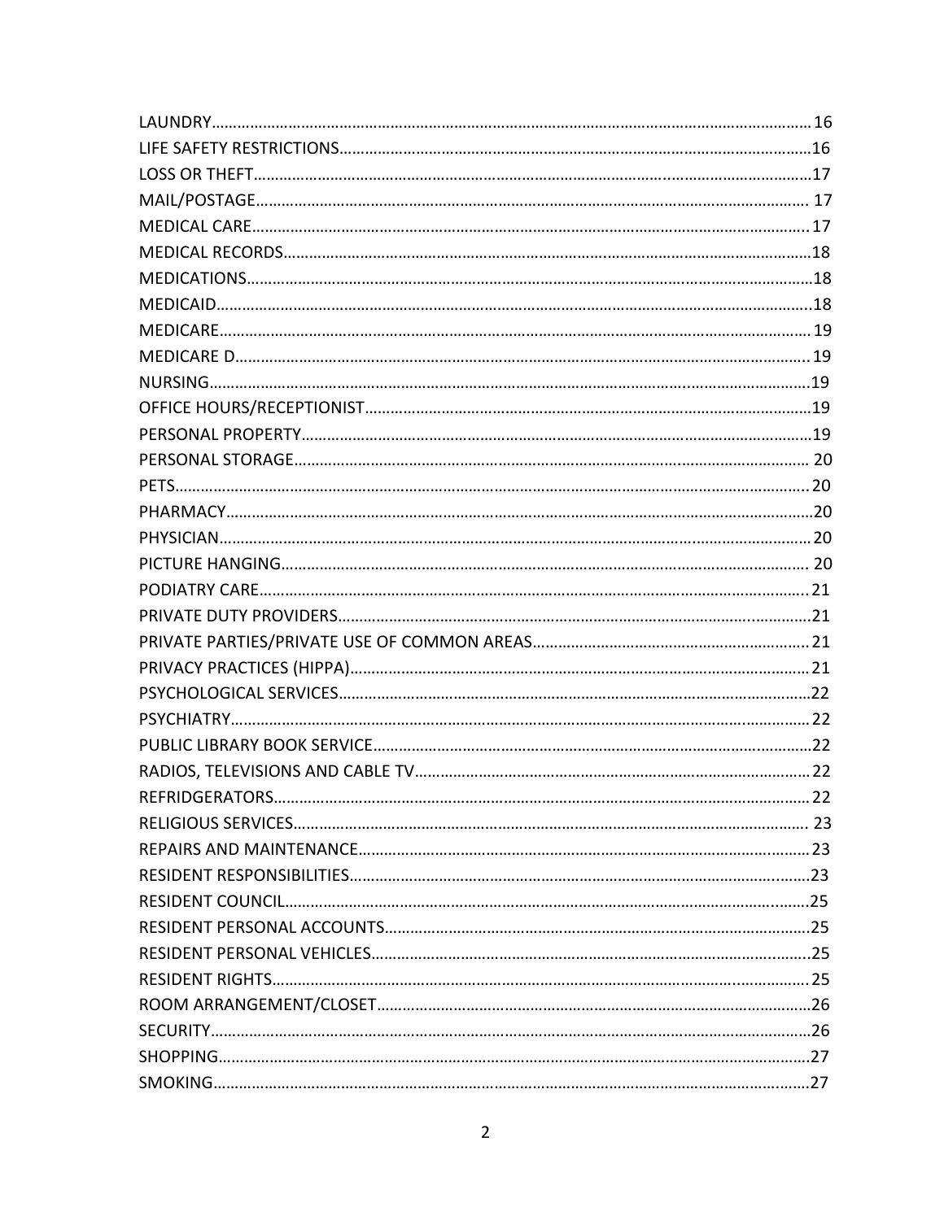LAUNDRY……………………………………………………………………………………………………………………………… 16
LIFE SAFETY RESTRICTIONS……………………………………………………………………………………………16
LOSS OR THEFT……………………………………………………………………………………………………………….17
MAIL/POSTAGE……………………………………………………………………………………………………………… 17
MEDICAL CARE………………………………………………………………………………………………………………. 17
MEDICAL RECORDS………………………………………………………………………………………………………18
MEDICATIONS…………………………………………………………………………………………………………………18
MEDICAID………………………………………………………………………………………………………………………..18
MEDICARE……………………………………………………………………………………………………………………… 19
MEDICARE D………………………………………………………………………………………………………………….. 19
NURSING…………………………………………………………………………………………………………………………19
OFFICE HOURS/RECEPTIONIST……………………………………………………………………………………19
PERSONAL PROPERTY………………………………………………………………………………………………….19
PERSONAL STORAGE…………………………………………………………………………………………………… 20
PETS………………………………………………………………………………………………………………………………. 20
PHARMACY…………………………………………………………………………………………………………………….20
PHYSICIAN……………………………………………………………………………………………………………………… 20
PICTURE HANGING……………………………………………………………………………………………………… 20
PODIATRY CARE……………………………………………………………………………………………………………. 21
PRIVATE DUTY PROVIDERS…………………………………………………………………………………………21
PRIVATE PARTIES/PRIVATE USE OF COMMON AREAS………………………………………………………. 21
PRIVACY PRACTICES (HIPPA)……………………………………………………………………………………… 21
PSYCHOLOGICAL SERVICES…………………………………………………………………………………………22
PSYCHIATRY………………………………………………………………………………………………………………… 22
PUBLIC LIBRARY BOOK SERVICE…………………………………………………………………………………22
RADIOS, TELEVISIONS AND CABLE TV……………………………………………………………………… 22
REFRIDGERATORS………………………………………………………………………………………………………. 22
RELIGIOUS SERVICES…………………………………………………………………………………………………… 23
REPAIRS AND MAINTENANCE…………………………………………………………………………………… 23
RESIDENT RESPONSIBILITIES……………………………………………………………………………………….23
RESIDENT COUNCIL……………………………………………………………………………………………………….25
RESIDENT PERSONAL ACCOUNTS……………………………………………………………………………….25
RESIDENT PERSONAL VEHICLES…………………………………………………………………………………..25
RESIDENT RIGHTS………………………………………………………………………………………………………. 25
ROOM ARRANGEMENT/CLOSET…………………………………………………………………………………26
SECURITY………………………………………………………………………………………………………………………26
SHOPPING…………………………………………………………………………………………………………………….27
SMOKING………………………………………………………………………………………………………………………27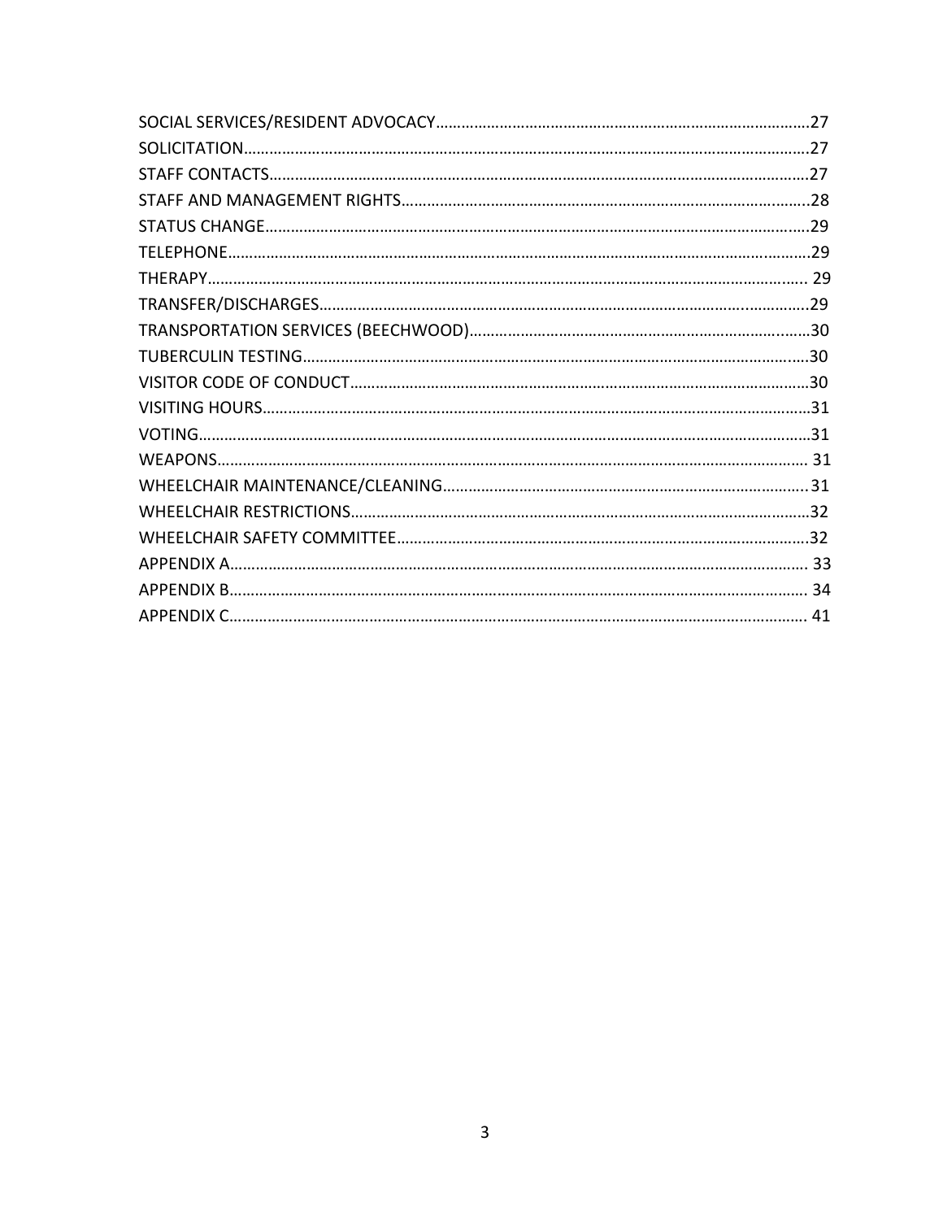SOCIAL SERVICES/RESIDENT ADVOCACY……………………………………………………………………………27
SOLICITATION…………………………………………………………………………………………………………27
STAFF CONTACTS……………………………………………………………………………………………………27
STAFF AND MANAGEMENT RIGHTS……………………………………………………………………………..28
STATUS CHANGE……………………………………………………………………………………………………..29
TELEPHONE…………………………………………………………………………………………………………….29
THERAPY………………………………………………………………………………………………………………. 29
TRANSFER/DISCHARGES……………………………………………………………………………………………..29
TRANSPORTATION SERVICES (BEECHWOOD)…………………………………………………………….……30
TUBERCULIN TESTING…………………………………………………………………………………………..…30
VISITOR CODE OF CONDUCT……………………………………………………………………………………30
VISITING HOURS………………………………………………………………………………………………………31
VOTING……………………………………………………………………………………………………………………31
WEAPONS………………………………………………………………………………………………………………. 31
WHEELCHAIR MAINTENANCE/CLEANING…………………………………………………………………...31
WHEELCHAIR RESTRICTIONS………………………………………………………………………………………32
WHEELCHAIR SAFETY COMMITTEE………………………………………………………………………………32
APPENDIX A…………………………………………………………………………………………………………… 33
APPENDIX B…………………………………………………………………………………………………………… 34
APPENDIX C…………………………………………………………………………………………………………… 41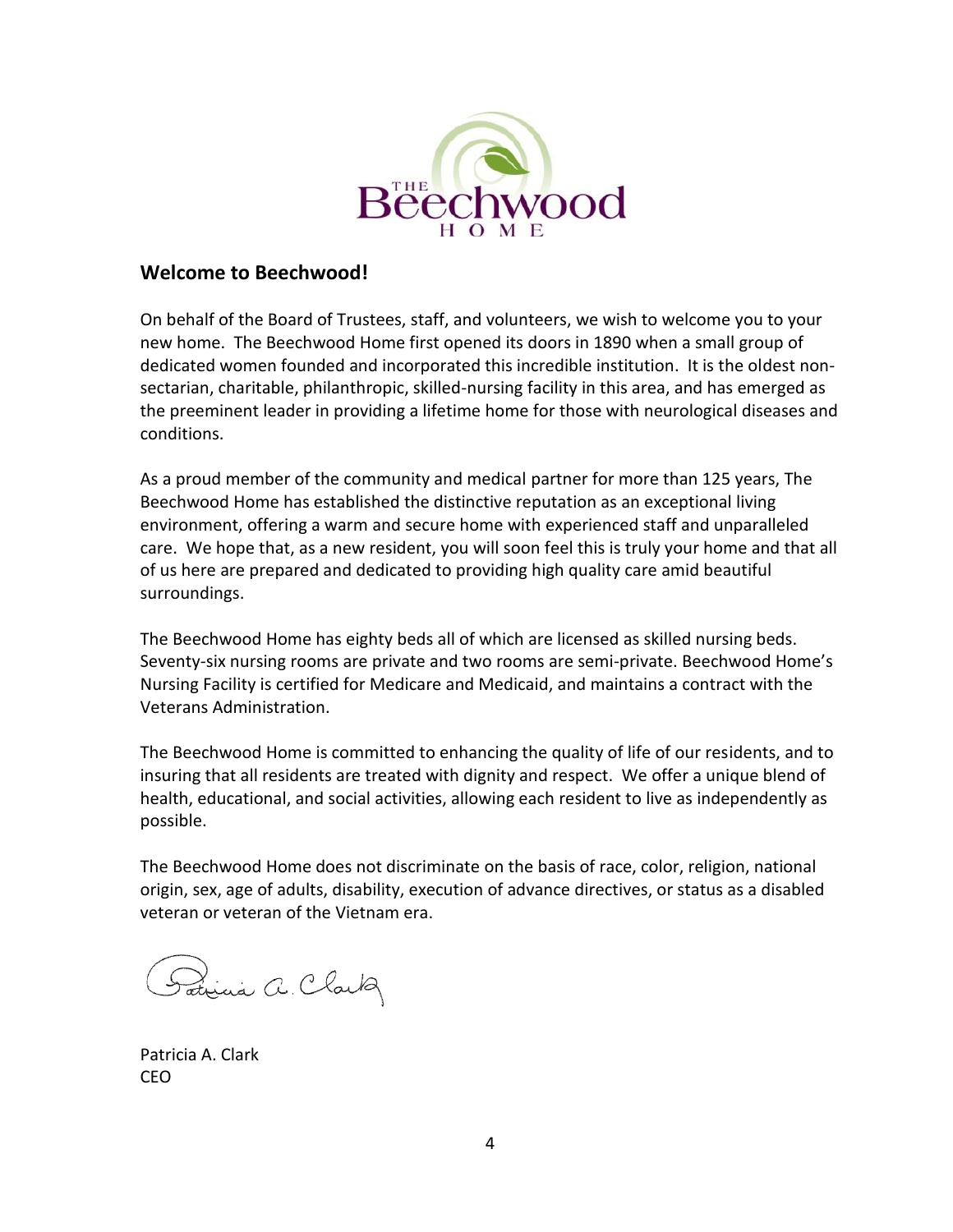## Welcome to Beechwood!

On behalf of the Board of Trustees, staff, and volunteers, we wish to welcome you to your new home. The Beechwood Home first opened its doors in 1890 when a small group of dedicated women founded and incorporated this incredible institution. It is the oldest non-sectarian, charitable, philanthropic, skilled-nursing facility in this area, and has emerged as the preeminent leader in providing a lifetime home for those with neurological diseases and conditions.

As a proud member of the community and medical partner for more than 125 years, The Beechwood Home has established the distinctive reputation as an exceptional living environment, offering a warm and secure home with experienced staff and unparalleled care. We hope that, as a new resident, you will soon feel this is truly your home and that all of us here are prepared and dedicated to providing high quality care amid beautiful surroundings.

The Beechwood Home has eighty beds all of which are licensed as skilled nursing beds. Seventy-six nursing rooms are private and two rooms are semi-private. Beechwood Home's Nursing Facility is certified for Medicare and Medicaid, and maintains a contract with the Veterans Administration.

The Beechwood Home is committed to enhancing the quality of life of our residents, and to insuring that all residents are treated with dignity and respect. We offer a unique blend of health, educational, and social activities, allowing each resident to live as independently as possible.

The Beechwood Home does not discriminate on the basis of race, color, religion, national origin, sex, age of adults, disability, execution of advance directives, or status as a disabled veteran or veteran of the Vietnam era.

Patricia A. Clark
CEO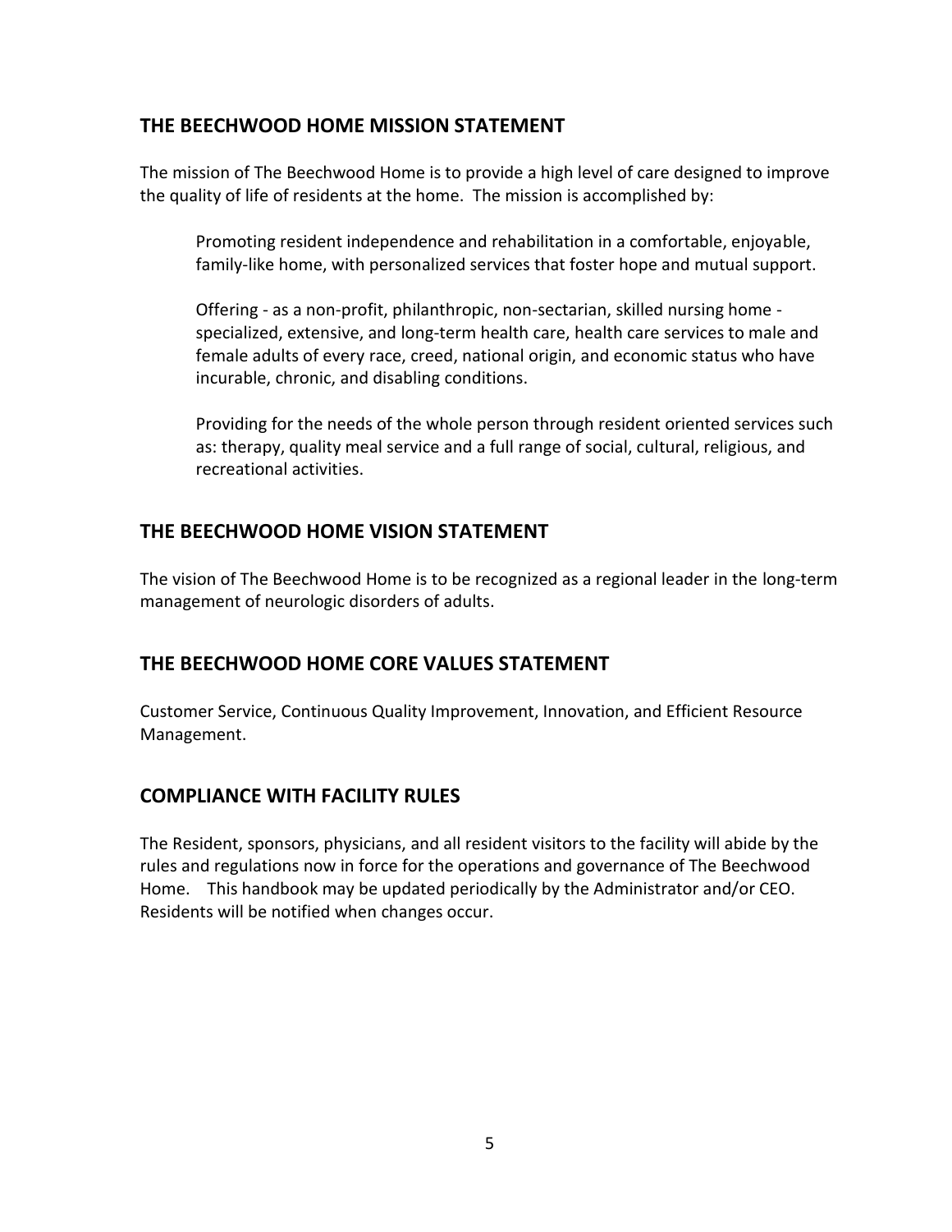## THE BEECHWOOD HOME MISSION STATEMENT

The mission of The Beechwood Home is to provide a high level of care designed to improve the quality of life of residents at the home. The mission is accomplished by:

> Promoting resident independence and rehabilitation in a comfortable, enjoyable, family-like home, with personalized services that foster hope and mutual support.
>
> Offering - as a non-profit, philanthropic, non-sectarian, skilled nursing home - specialized, extensive, and long-term health care, health care services to male and female adults of every race, creed, national origin, and economic status who have incurable, chronic, and disabling conditions.
>
> Providing for the needs of the whole person through resident oriented services such as: therapy, quality meal service and a full range of social, cultural, religious, and recreational activities.

## THE BEECHWOOD HOME VISION STATEMENT

The vision of The Beechwood Home is to be recognized as a regional leader in the long-term management of neurologic disorders of adults.

## THE BEECHWOOD HOME CORE VALUES STATEMENT

Customer Service, Continuous Quality Improvement, Innovation, and Efficient Resource Management.

## COMPLIANCE WITH FACILITY RULES

The Resident, sponsors, physicians, and all resident visitors to the facility will abide by the rules and regulations now in force for the operations and governance of The Beechwood Home. This handbook may be updated periodically by the Administrator and/or CEO. Residents will be notified when changes occur.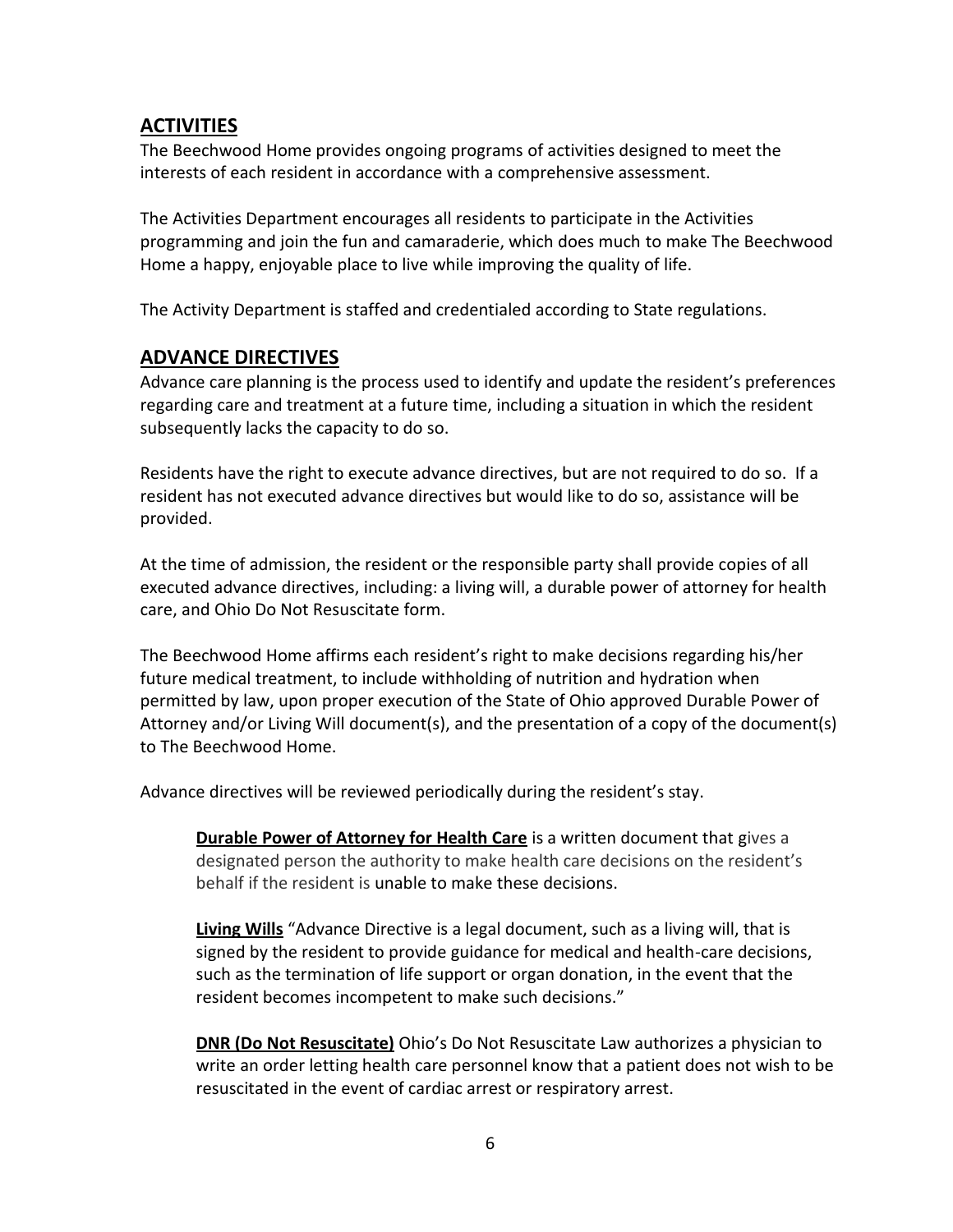## ACTIVITIES

The Beechwood Home provides ongoing programs of activities designed to meet the interests of each resident in accordance with a comprehensive assessment.

The Activities Department encourages all residents to participate in the Activities programming and join the fun and camaraderie, which does much to make The Beechwood Home a happy, enjoyable place to live while improving the quality of life.

The Activity Department is staffed and credentialed according to State regulations.

## ADVANCE DIRECTIVES

Advance care planning is the process used to identify and update the resident's preferences regarding care and treatment at a future time, including a situation in which the resident subsequently lacks the capacity to do so.

Residents have the right to execute advance directives, but are not required to do so. If a resident has not executed advance directives but would like to do so, assistance will be provided.

At the time of admission, the resident or the responsible party shall provide copies of all executed advance directives, including: a living will, a durable power of attorney for health care, and Ohio Do Not Resuscitate form.

The Beechwood Home affirms each resident's right to make decisions regarding his/her future medical treatment, to include withholding of nutrition and hydration when permitted by law, upon proper execution of the State of Ohio approved Durable Power of Attorney and/or Living Will document(s), and the presentation of a copy of the document(s) to The Beechwood Home.

Advance directives will be reviewed periodically during the resident's stay.

> **Durable Power of Attorney for Health Care** is a written document that gives a designated person the authority to make health care decisions on the resident's behalf if the resident is unable to make these decisions.
>
> **Living Wills** "Advance Directive is a legal document, such as a living will, that is signed by the resident to provide guidance for medical and health-care decisions, such as the termination of life support or organ donation, in the event that the resident becomes incompetent to make such decisions."
>
> **DNR (Do Not Resuscitate)** Ohio's Do Not Resuscitate Law authorizes a physician to write an order letting health care personnel know that a patient does not wish to be resuscitated in the event of cardiac arrest or respiratory arrest.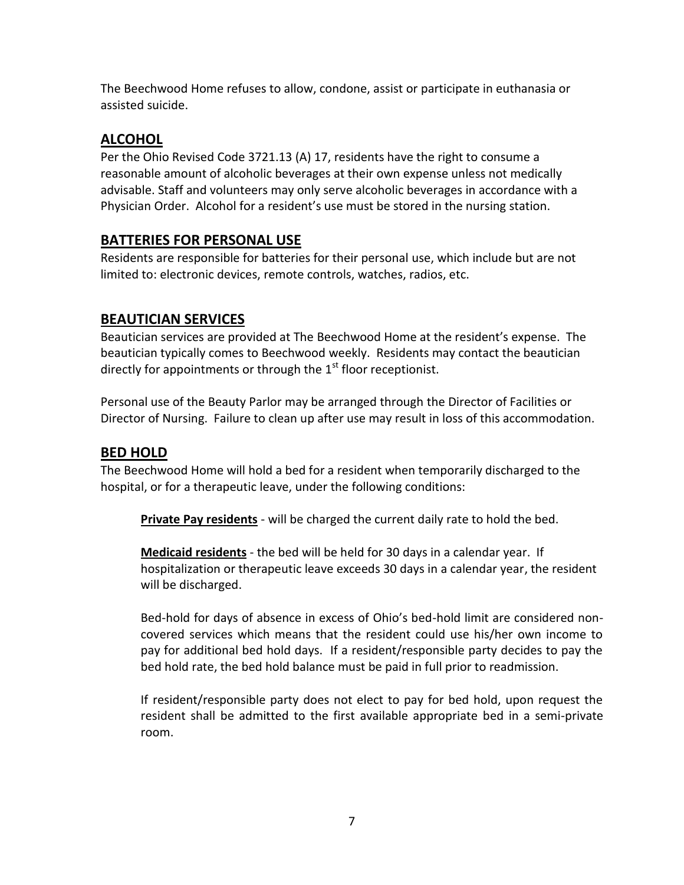The Beechwood Home refuses to allow, condone, assist or participate in euthanasia or assisted suicide.

## ALCOHOL

Per the Ohio Revised Code 3721.13 (A) 17, residents have the right to consume a reasonable amount of alcoholic beverages at their own expense unless not medically advisable. Staff and volunteers may only serve alcoholic beverages in accordance with a Physician Order. Alcohol for a resident's use must be stored in the nursing station.

## BATTERIES FOR PERSONAL USE

Residents are responsible for batteries for their personal use, which include but are not limited to: electronic devices, remote controls, watches, radios, etc.

## BEAUTICIAN SERVICES

Beautician services are provided at The Beechwood Home at the resident's expense. The beautician typically comes to Beechwood weekly. Residents may contact the beautician directly for appointments or through the 1st floor receptionist.

Personal use of the Beauty Parlor may be arranged through the Director of Facilities or Director of Nursing. Failure to clean up after use may result in loss of this accommodation.

## BED HOLD

The Beechwood Home will hold a bed for a resident when temporarily discharged to the hospital, or for a therapeutic leave, under the following conditions:

**Private Pay residents** - will be charged the current daily rate to hold the bed.

**Medicaid residents** - the bed will be held for 30 days in a calendar year. If hospitalization or therapeutic leave exceeds 30 days in a calendar year, the resident will be discharged.

Bed-hold for days of absence in excess of Ohio's bed-hold limit are considered non-covered services which means that the resident could use his/her own income to pay for additional bed hold days. If a resident/responsible party decides to pay the bed hold rate, the bed hold balance must be paid in full prior to readmission.

If resident/responsible party does not elect to pay for bed hold, upon request the resident shall be admitted to the first available appropriate bed in a semi-private room.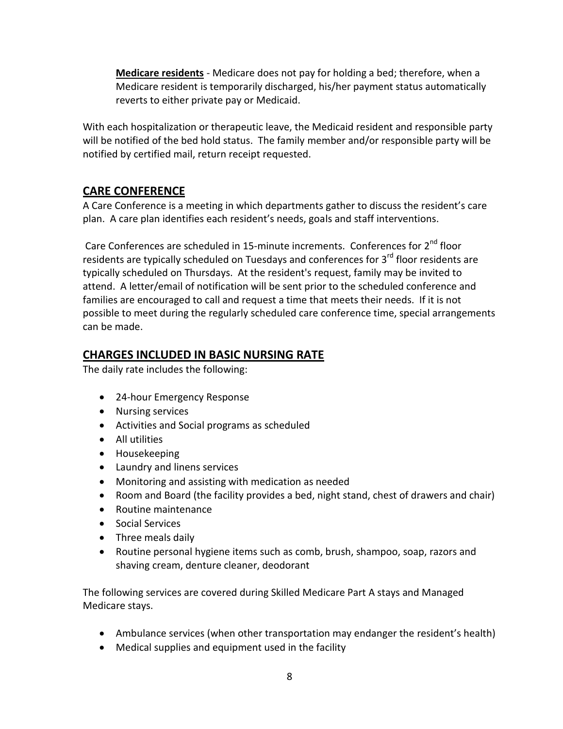**Medicare residents** - Medicare does not pay for holding a bed; therefore, when a Medicare resident is temporarily discharged, his/her payment status automatically reverts to either private pay or Medicaid.

With each hospitalization or therapeutic leave, the Medicaid resident and responsible party will be notified of the bed hold status. The family member and/or responsible party will be notified by certified mail, return receipt requested.

## CARE CONFERENCE

A Care Conference is a meeting in which departments gather to discuss the resident's care plan. A care plan identifies each resident's needs, goals and staff interventions.

Care Conferences are scheduled in 15-minute increments. Conferences for 2nd floor residents are typically scheduled on Tuesdays and conferences for 3rd floor residents are typically scheduled on Thursdays. At the resident's request, family may be invited to attend. A letter/email of notification will be sent prior to the scheduled conference and families are encouraged to call and request a time that meets their needs. If it is not possible to meet during the regularly scheduled care conference time, special arrangements can be made.

## CHARGES INCLUDED IN BASIC NURSING RATE

The daily rate includes the following:

- 24-hour Emergency Response
- Nursing services
- Activities and Social programs as scheduled
- All utilities
- Housekeeping
- Laundry and linens services
- Monitoring and assisting with medication as needed
- Room and Board (the facility provides a bed, night stand, chest of drawers and chair)
- Routine maintenance
- Social Services
- Three meals daily
- Routine personal hygiene items such as comb, brush, shampoo, soap, razors and shaving cream, denture cleaner, deodorant

The following services are covered during Skilled Medicare Part A stays and Managed Medicare stays.

- Ambulance services (when other transportation may endanger the resident's health)
- Medical supplies and equipment used in the facility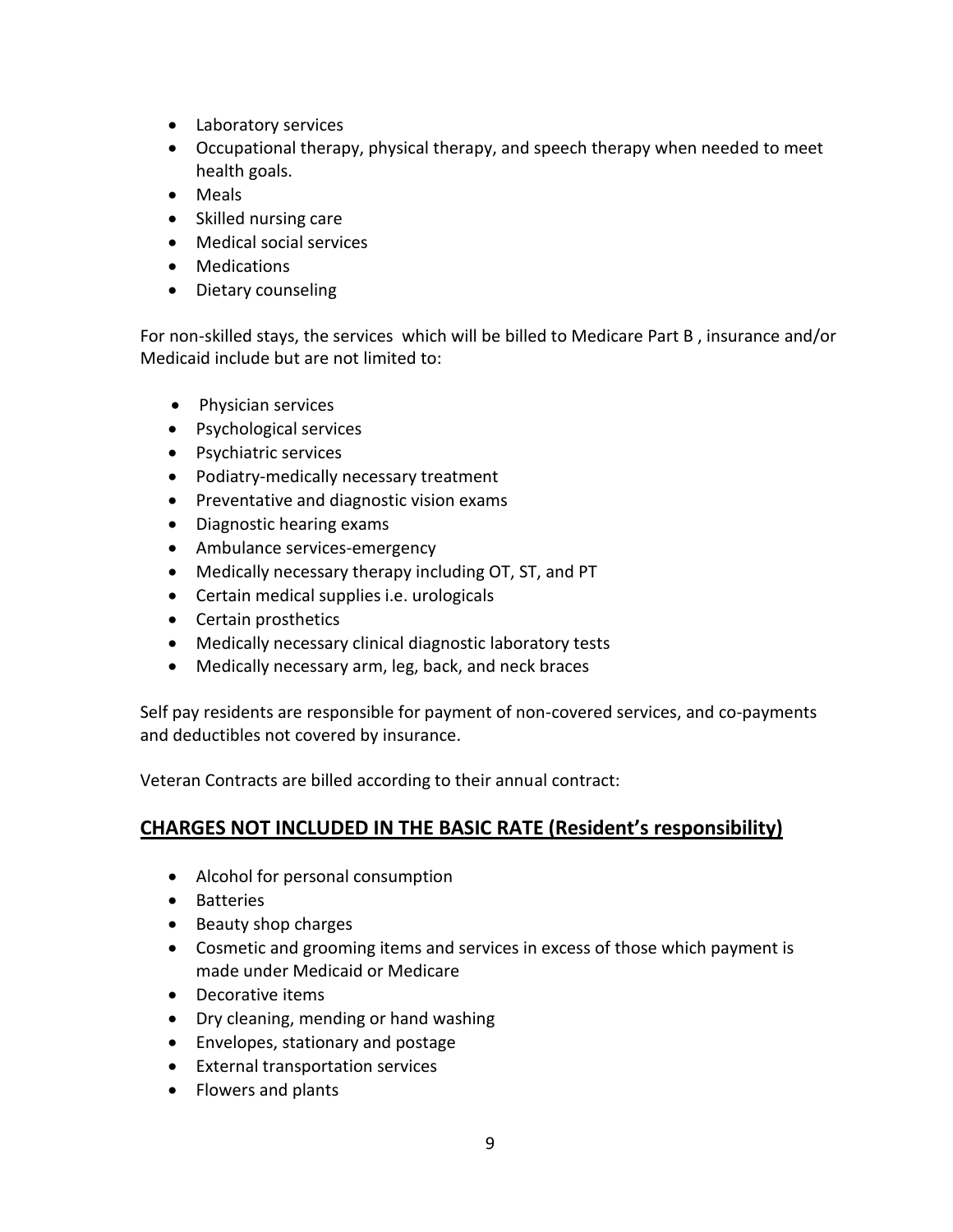- Laboratory services
- Occupational therapy, physical therapy, and speech therapy when needed to meet health goals.
- Meals
- Skilled nursing care
- Medical social services
- Medications
- Dietary counseling

For non-skilled stays, the services which will be billed to Medicare Part B , insurance and/or Medicaid include but are not limited to:

- Physician services
- Psychological services
- Psychiatric services
- Podiatry-medically necessary treatment
- Preventative and diagnostic vision exams
- Diagnostic hearing exams
- Ambulance services-emergency
- Medically necessary therapy including OT, ST, and PT
- Certain medical supplies i.e. urologicals
- Certain prosthetics
- Medically necessary clinical diagnostic laboratory tests
- Medically necessary arm, leg, back, and neck braces

Self pay residents are responsible for payment of non-covered services, and co-payments and deductibles not covered by insurance.

Veteran Contracts are billed according to their annual contract:

## CHARGES NOT INCLUDED IN THE BASIC RATE (Resident's responsibility)

- Alcohol for personal consumption
- Batteries
- Beauty shop charges
- Cosmetic and grooming items and services in excess of those which payment is made under Medicaid or Medicare
- Decorative items
- Dry cleaning, mending or hand washing
- Envelopes, stationary and postage
- External transportation services
- Flowers and plants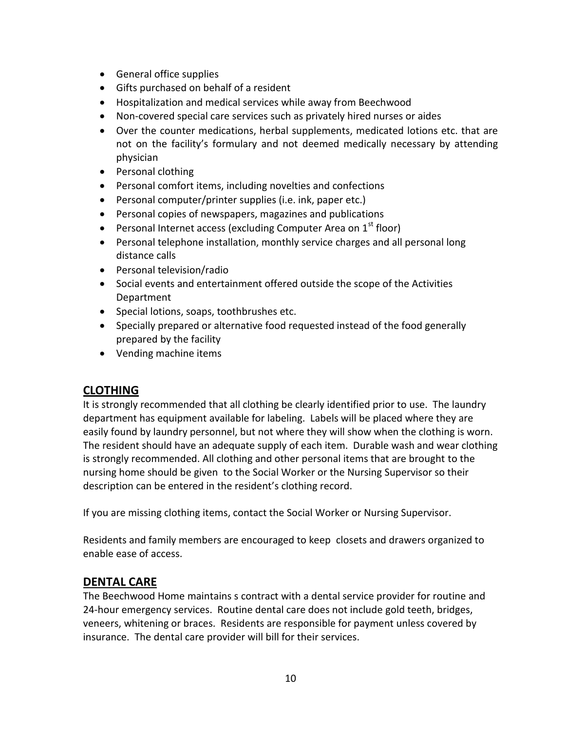- General office supplies
- Gifts purchased on behalf of a resident
- Hospitalization and medical services while away from Beechwood
- Non-covered special care services such as privately hired nurses or aides
- Over the counter medications, herbal supplements, medicated lotions etc. that are not on the facility's formulary and not deemed medically necessary by attending physician
- Personal clothing
- Personal comfort items, including novelties and confections
- Personal computer/printer supplies (i.e. ink, paper etc.)
- Personal copies of newspapers, magazines and publications
- Personal Internet access (excluding Computer Area on 1st floor)
- Personal telephone installation, monthly service charges and all personal long distance calls
- Personal television/radio
- Social events and entertainment offered outside the scope of the Activities Department
- Special lotions, soaps, toothbrushes etc.
- Specially prepared or alternative food requested instead of the food generally prepared by the facility
- Vending machine items

## CLOTHING

It is strongly recommended that all clothing be clearly identified prior to use. The laundry department has equipment available for labeling. Labels will be placed where they are easily found by laundry personnel, but not where they will show when the clothing is worn. The resident should have an adequate supply of each item. Durable wash and wear clothing is strongly recommended. All clothing and other personal items that are brought to the nursing home should be given to the Social Worker or the Nursing Supervisor so their description can be entered in the resident's clothing record.

If you are missing clothing items, contact the Social Worker or Nursing Supervisor.

Residents and family members are encouraged to keep closets and drawers organized to enable ease of access.

## DENTAL CARE

The Beechwood Home maintains s contract with a dental service provider for routine and 24-hour emergency services. Routine dental care does not include gold teeth, bridges, veneers, whitening or braces. Residents are responsible for payment unless covered by insurance. The dental care provider will bill for their services.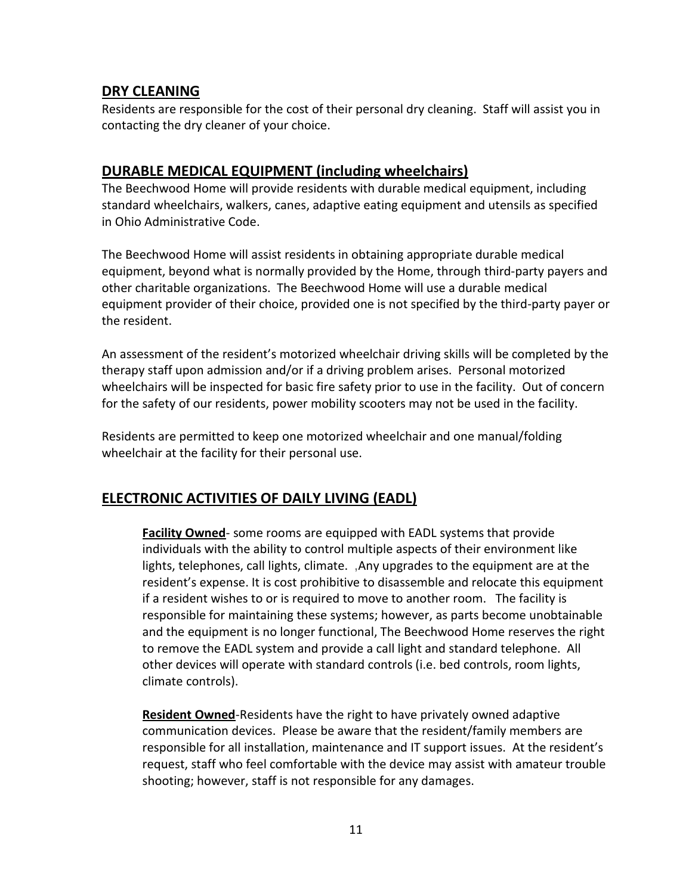## DRY CLEANING

Residents are responsible for the cost of their personal dry cleaning. Staff will assist you in contacting the dry cleaner of your choice.

## DURABLE MEDICAL EQUIPMENT (including wheelchairs)

The Beechwood Home will provide residents with durable medical equipment, including standard wheelchairs, walkers, canes, adaptive eating equipment and utensils as specified in Ohio Administrative Code.

The Beechwood Home will assist residents in obtaining appropriate durable medical equipment, beyond what is normally provided by the Home, through third-party payers and other charitable organizations. The Beechwood Home will use a durable medical equipment provider of their choice, provided one is not specified by the third-party payer or the resident.

An assessment of the resident's motorized wheelchair driving skills will be completed by the therapy staff upon admission and/or if a driving problem arises. Personal motorized wheelchairs will be inspected for basic fire safety prior to use in the facility. Out of concern for the safety of our residents, power mobility scooters may not be used in the facility.

Residents are permitted to keep one motorized wheelchair and one manual/folding wheelchair at the facility for their personal use.

## ELECTRONIC ACTIVITIES OF DAILY LIVING (EADL)

**Facility Owned**- some rooms are equipped with EADL systems that provide individuals with the ability to control multiple aspects of their environment like lights, telephones, call lights, climate. ,Any upgrades to the equipment are at the resident's expense. It is cost prohibitive to disassemble and relocate this equipment if a resident wishes to or is required to move to another room. The facility is responsible for maintaining these systems; however, as parts become unobtainable and the equipment is no longer functional, The Beechwood Home reserves the right to remove the EADL system and provide a call light and standard telephone. All other devices will operate with standard controls (i.e. bed controls, room lights, climate controls).

**Resident Owned**-Residents have the right to have privately owned adaptive communication devices. Please be aware that the resident/family members are responsible for all installation, maintenance and IT support issues. At the resident's request, staff who feel comfortable with the device may assist with amateur trouble shooting; however, staff is not responsible for any damages.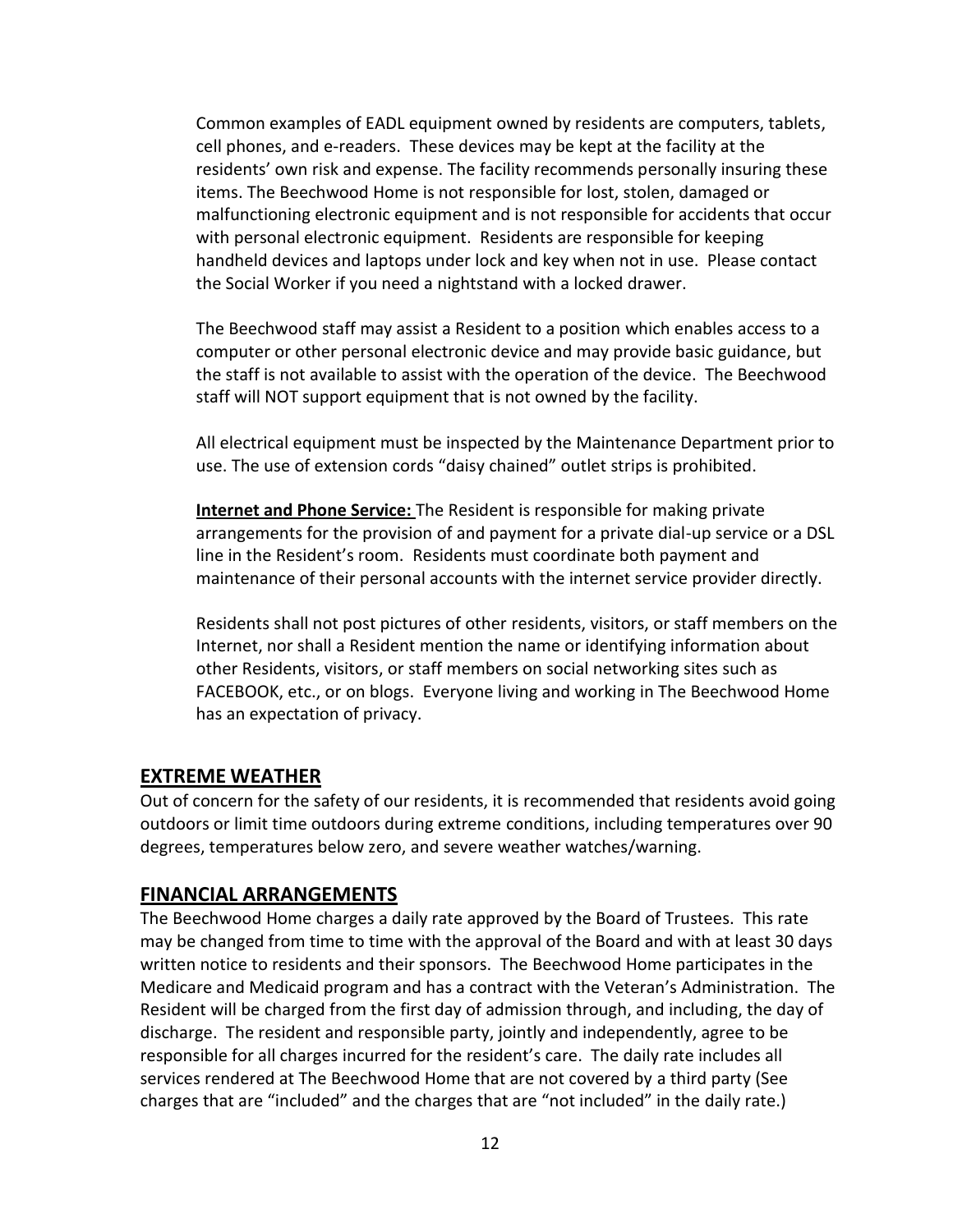Common examples of EADL equipment owned by residents are computers, tablets, cell phones, and e-readers. These devices may be kept at the facility at the residents' own risk and expense. The facility recommends personally insuring these items. The Beechwood Home is not responsible for lost, stolen, damaged or malfunctioning electronic equipment and is not responsible for accidents that occur with personal electronic equipment. Residents are responsible for keeping handheld devices and laptops under lock and key when not in use. Please contact the Social Worker if you need a nightstand with a locked drawer.

The Beechwood staff may assist a Resident to a position which enables access to a computer or other personal electronic device and may provide basic guidance, but the staff is not available to assist with the operation of the device. The Beechwood staff will NOT support equipment that is not owned by the facility.

All electrical equipment must be inspected by the Maintenance Department prior to use. The use of extension cords "daisy chained" outlet strips is prohibited.

**Internet and Phone Service:** The Resident is responsible for making private arrangements for the provision of and payment for a private dial-up service or a DSL line in the Resident's room. Residents must coordinate both payment and maintenance of their personal accounts with the internet service provider directly.

Residents shall not post pictures of other residents, visitors, or staff members on the Internet, nor shall a Resident mention the name or identifying information about other Residents, visitors, or staff members on social networking sites such as FACEBOOK, etc., or on blogs. Everyone living and working in The Beechwood Home has an expectation of privacy.

## EXTREME WEATHER

Out of concern for the safety of our residents, it is recommended that residents avoid going outdoors or limit time outdoors during extreme conditions, including temperatures over 90 degrees, temperatures below zero, and severe weather watches/warning.

## FINANCIAL ARRANGEMENTS

The Beechwood Home charges a daily rate approved by the Board of Trustees. This rate may be changed from time to time with the approval of the Board and with at least 30 days written notice to residents and their sponsors. The Beechwood Home participates in the Medicare and Medicaid program and has a contract with the Veteran's Administration. The Resident will be charged from the first day of admission through, and including, the day of discharge. The resident and responsible party, jointly and independently, agree to be responsible for all charges incurred for the resident's care. The daily rate includes all services rendered at The Beechwood Home that are not covered by a third party (See charges that are "included" and the charges that are "not included" in the daily rate.)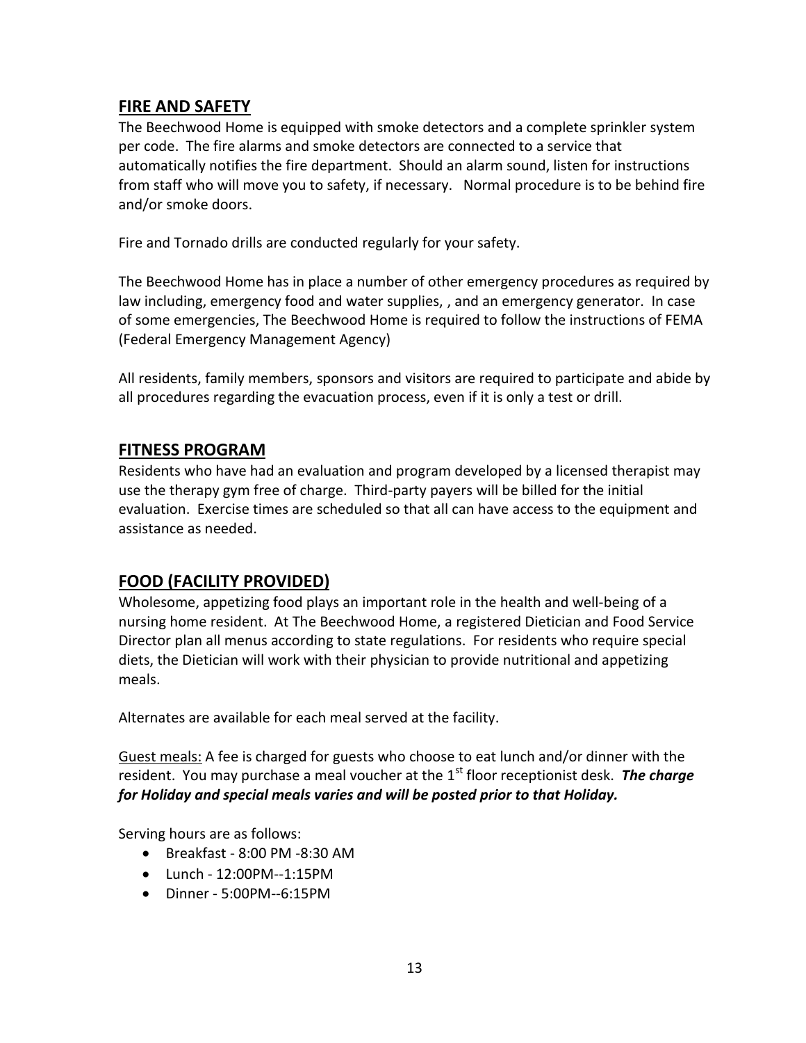## FIRE AND SAFETY

The Beechwood Home is equipped with smoke detectors and a complete sprinkler system per code. The fire alarms and smoke detectors are connected to a service that automatically notifies the fire department. Should an alarm sound, listen for instructions from staff who will move you to safety, if necessary. Normal procedure is to be behind fire and/or smoke doors.

Fire and Tornado drills are conducted regularly for your safety.

The Beechwood Home has in place a number of other emergency procedures as required by law including, emergency food and water supplies, , and an emergency generator. In case of some emergencies, The Beechwood Home is required to follow the instructions of FEMA (Federal Emergency Management Agency)

All residents, family members, sponsors and visitors are required to participate and abide by all procedures regarding the evacuation process, even if it is only a test or drill.

## FITNESS PROGRAM

Residents who have had an evaluation and program developed by a licensed therapist may use the therapy gym free of charge. Third-party payers will be billed for the initial evaluation. Exercise times are scheduled so that all can have access to the equipment and assistance as needed.

## FOOD (FACILITY PROVIDED)

Wholesome, appetizing food plays an important role in the health and well-being of a nursing home resident. At The Beechwood Home, a registered Dietician and Food Service Director plan all menus according to state regulations. For residents who require special diets, the Dietician will work with their physician to provide nutritional and appetizing meals.

Alternates are available for each meal served at the facility.

Guest meals: A fee is charged for guests who choose to eat lunch and/or dinner with the resident. You may purchase a meal voucher at the 1st floor receptionist desk. ***The charge for Holiday and special meals varies and will be posted prior to that Holiday.***

Serving hours are as follows:

- Breakfast - 8:00 PM -8:30 AM
- Lunch - 12:00PM--1:15PM
- Dinner - 5:00PM--6:15PM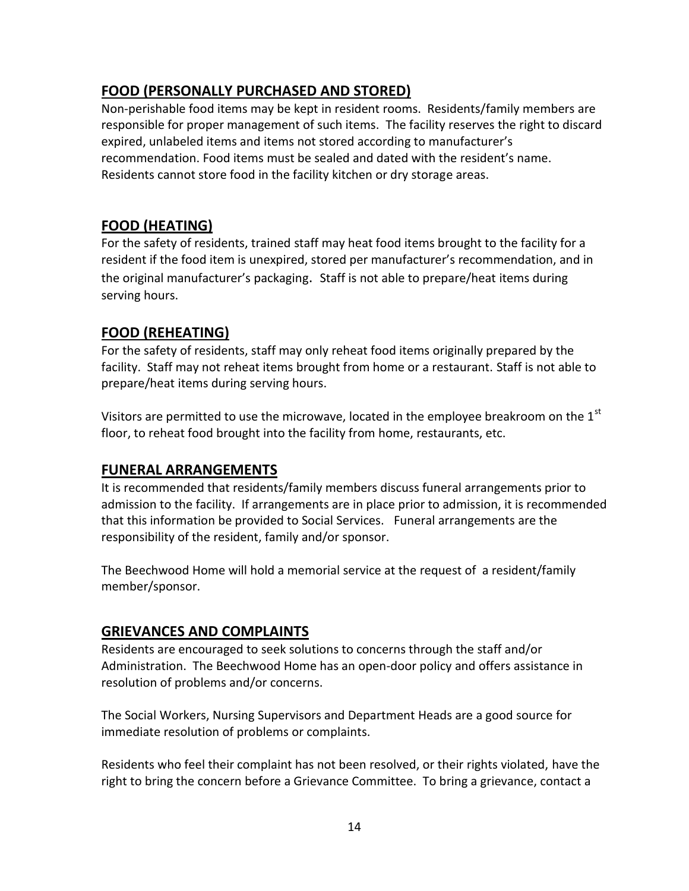## FOOD (PERSONALLY PURCHASED AND STORED)

Non-perishable food items may be kept in resident rooms. Residents/family members are responsible for proper management of such items. The facility reserves the right to discard expired, unlabeled items and items not stored according to manufacturer's recommendation. Food items must be sealed and dated with the resident's name. Residents cannot store food in the facility kitchen or dry storage areas.

## FOOD (HEATING)

For the safety of residents, trained staff may heat food items brought to the facility for a resident if the food item is unexpired, stored per manufacturer's recommendation, and in the original manufacturer's packaging. Staff is not able to prepare/heat items during serving hours.

## FOOD (REHEATING)

For the safety of residents, staff may only reheat food items originally prepared by the facility. Staff may not reheat items brought from home or a restaurant. Staff is not able to prepare/heat items during serving hours.

Visitors are permitted to use the microwave, located in the employee breakroom on the 1st floor, to reheat food brought into the facility from home, restaurants, etc.

## FUNERAL ARRANGEMENTS

It is recommended that residents/family members discuss funeral arrangements prior to admission to the facility. If arrangements are in place prior to admission, it is recommended that this information be provided to Social Services. Funeral arrangements are the responsibility of the resident, family and/or sponsor.

The Beechwood Home will hold a memorial service at the request of a resident/family member/sponsor.

## GRIEVANCES AND COMPLAINTS

Residents are encouraged to seek solutions to concerns through the staff and/or Administration. The Beechwood Home has an open-door policy and offers assistance in resolution of problems and/or concerns.

The Social Workers, Nursing Supervisors and Department Heads are a good source for immediate resolution of problems or complaints.

Residents who feel their complaint has not been resolved, or their rights violated, have the right to bring the concern before a Grievance Committee. To bring a grievance, contact a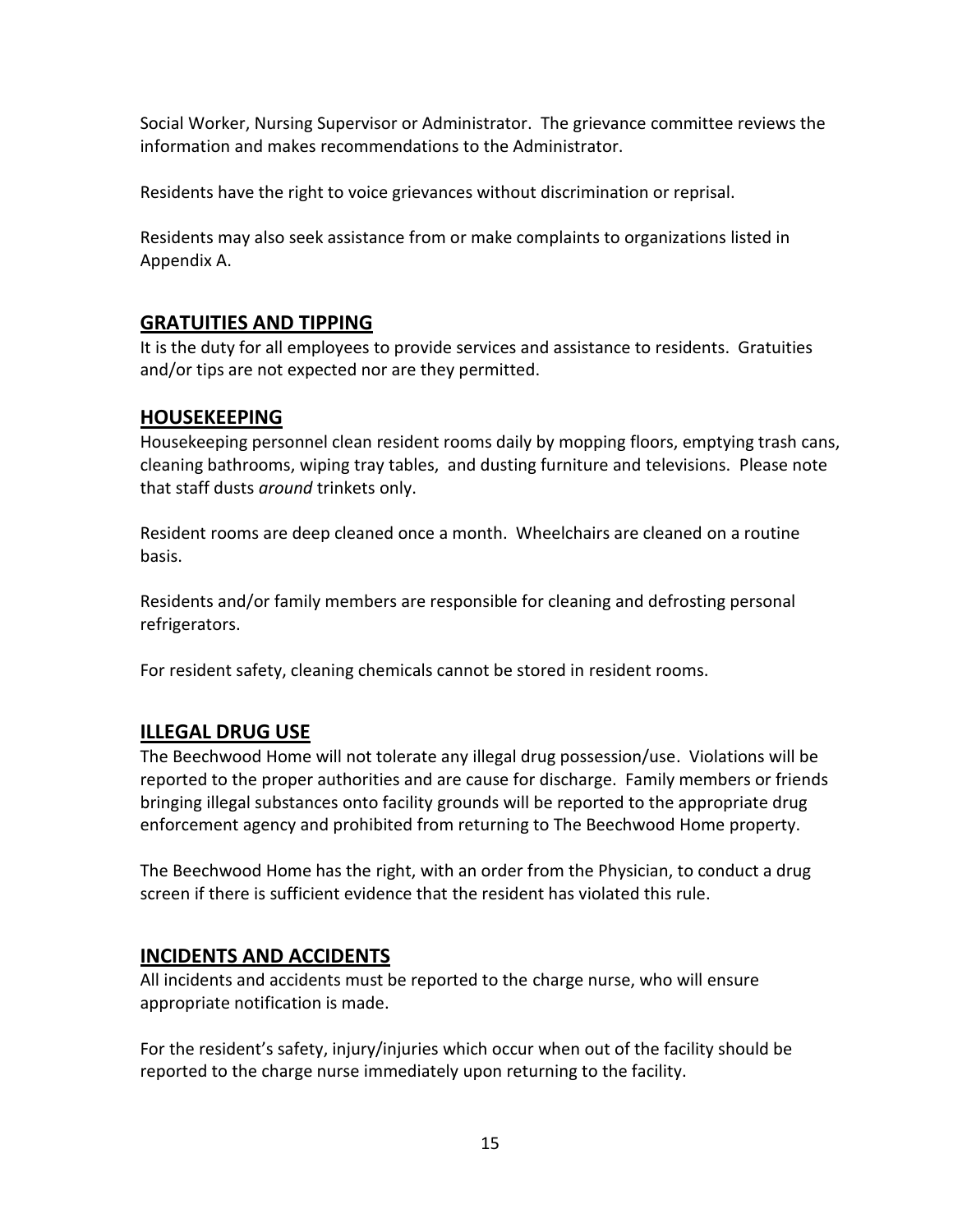Social Worker, Nursing Supervisor or Administrator. The grievance committee reviews the information and makes recommendations to the Administrator.

Residents have the right to voice grievances without discrimination or reprisal.

Residents may also seek assistance from or make complaints to organizations listed in Appendix A.

## GRATUITIES AND TIPPING

It is the duty for all employees to provide services and assistance to residents. Gratuities and/or tips are not expected nor are they permitted.

## HOUSEKEEPING

Housekeeping personnel clean resident rooms daily by mopping floors, emptying trash cans, cleaning bathrooms, wiping tray tables, and dusting furniture and televisions. Please note that staff dusts *around* trinkets only.

Resident rooms are deep cleaned once a month. Wheelchairs are cleaned on a routine basis.

Residents and/or family members are responsible for cleaning and defrosting personal refrigerators.

For resident safety, cleaning chemicals cannot be stored in resident rooms.

## ILLEGAL DRUG USE

The Beechwood Home will not tolerate any illegal drug possession/use. Violations will be reported to the proper authorities and are cause for discharge. Family members or friends bringing illegal substances onto facility grounds will be reported to the appropriate drug enforcement agency and prohibited from returning to The Beechwood Home property.

The Beechwood Home has the right, with an order from the Physician, to conduct a drug screen if there is sufficient evidence that the resident has violated this rule.

## INCIDENTS AND ACCIDENTS

All incidents and accidents must be reported to the charge nurse, who will ensure appropriate notification is made.

For the resident's safety, injury/injuries which occur when out of the facility should be reported to the charge nurse immediately upon returning to the facility.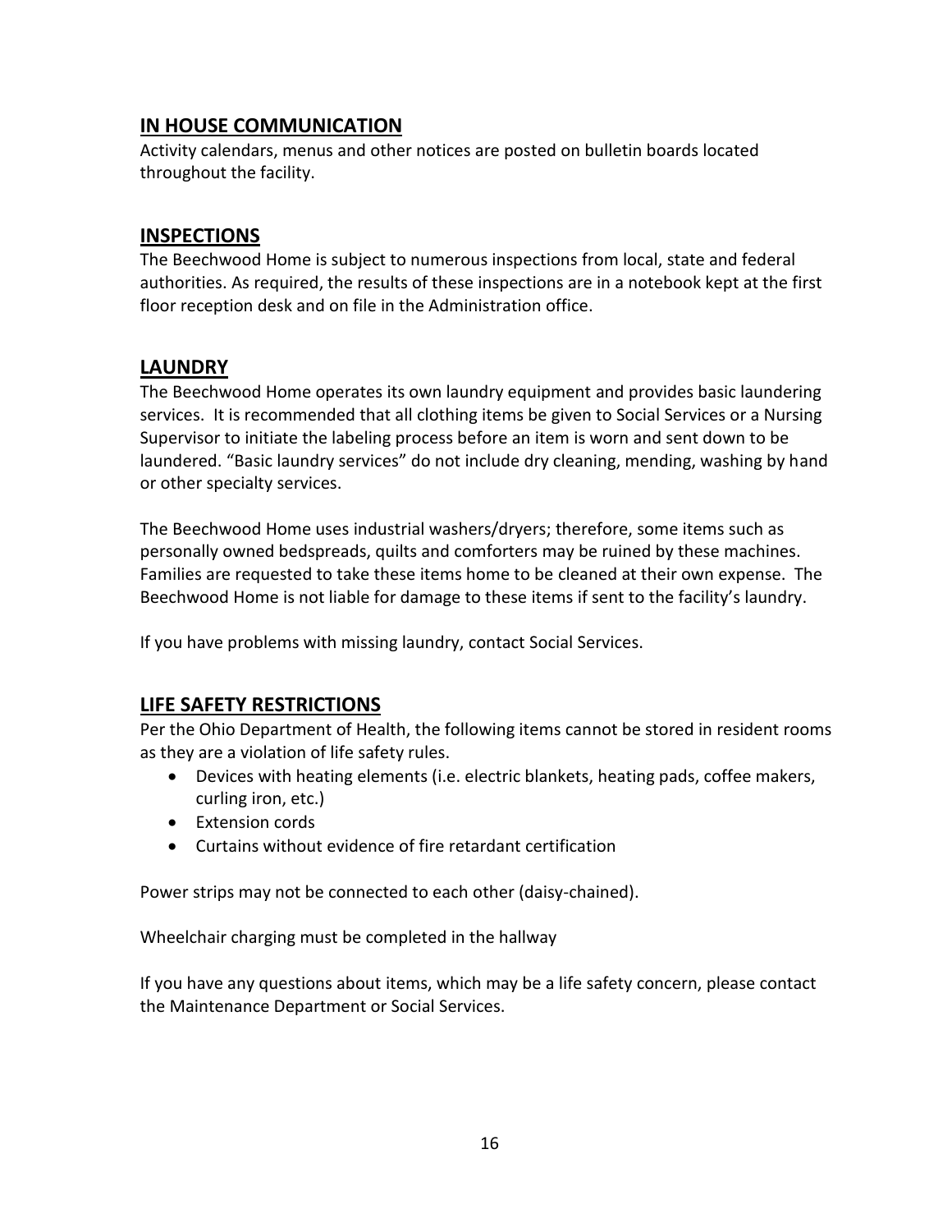## IN HOUSE COMMUNICATION

Activity calendars, menus and other notices are posted on bulletin boards located throughout the facility.

## INSPECTIONS

The Beechwood Home is subject to numerous inspections from local, state and federal authorities. As required, the results of these inspections are in a notebook kept at the first floor reception desk and on file in the Administration office.

## LAUNDRY

The Beechwood Home operates its own laundry equipment and provides basic laundering services. It is recommended that all clothing items be given to Social Services or a Nursing Supervisor to initiate the labeling process before an item is worn and sent down to be laundered. "Basic laundry services" do not include dry cleaning, mending, washing by hand or other specialty services.

The Beechwood Home uses industrial washers/dryers; therefore, some items such as personally owned bedspreads, quilts and comforters may be ruined by these machines. Families are requested to take these items home to be cleaned at their own expense. The Beechwood Home is not liable for damage to these items if sent to the facility's laundry.

If you have problems with missing laundry, contact Social Services.

## LIFE SAFETY RESTRICTIONS

Per the Ohio Department of Health, the following items cannot be stored in resident rooms as they are a violation of life safety rules.

- Devices with heating elements (i.e. electric blankets, heating pads, coffee makers, curling iron, etc.)
- Extension cords
- Curtains without evidence of fire retardant certification

Power strips may not be connected to each other (daisy-chained).

Wheelchair charging must be completed in the hallway

If you have any questions about items, which may be a life safety concern, please contact the Maintenance Department or Social Services.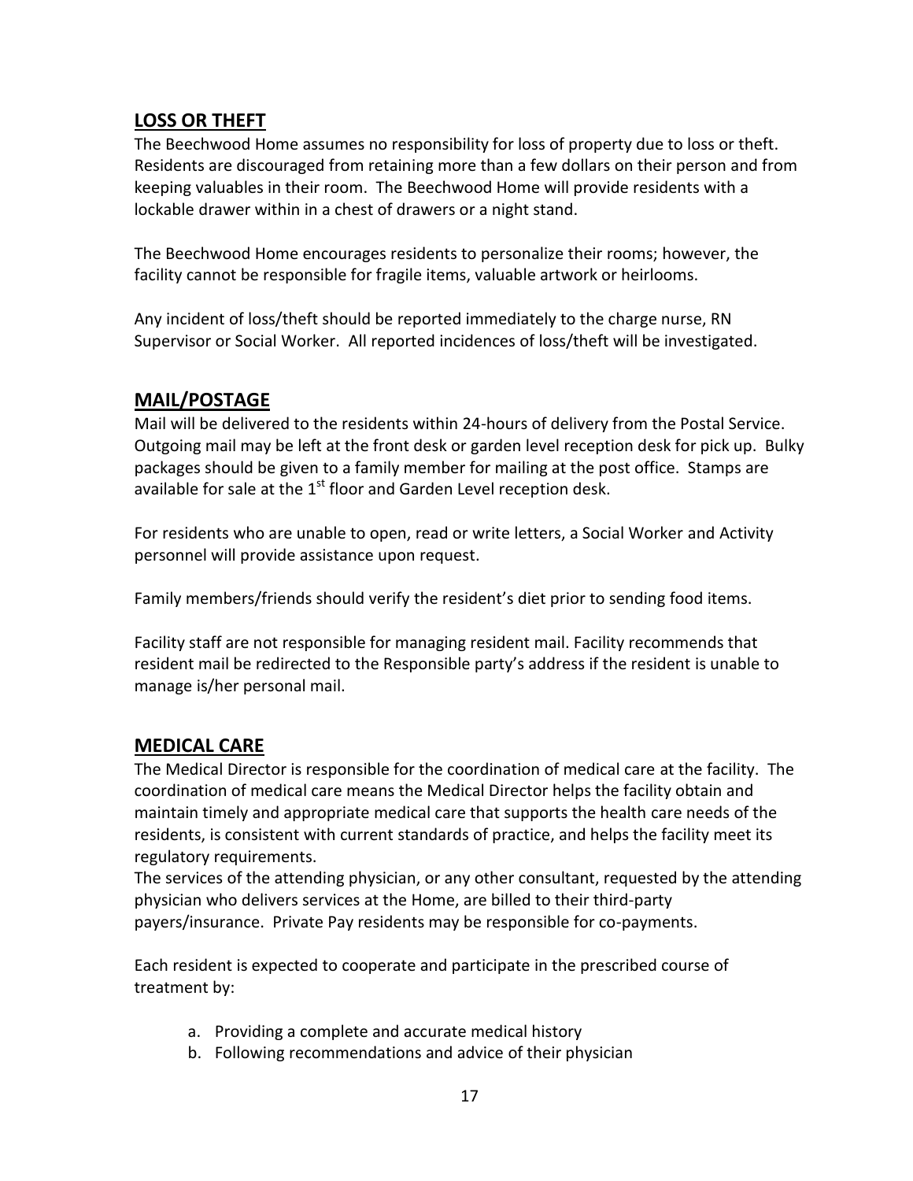## LOSS OR THEFT

The Beechwood Home assumes no responsibility for loss of property due to loss or theft. Residents are discouraged from retaining more than a few dollars on their person and from keeping valuables in their room. The Beechwood Home will provide residents with a lockable drawer within in a chest of drawers or a night stand.

The Beechwood Home encourages residents to personalize their rooms; however, the facility cannot be responsible for fragile items, valuable artwork or heirlooms.

Any incident of loss/theft should be reported immediately to the charge nurse, RN Supervisor or Social Worker. All reported incidences of loss/theft will be investigated.

## MAIL/POSTAGE

Mail will be delivered to the residents within 24-hours of delivery from the Postal Service. Outgoing mail may be left at the front desk or garden level reception desk for pick up. Bulky packages should be given to a family member for mailing at the post office. Stamps are available for sale at the 1st floor and Garden Level reception desk.

For residents who are unable to open, read or write letters, a Social Worker and Activity personnel will provide assistance upon request.

Family members/friends should verify the resident's diet prior to sending food items.

Facility staff are not responsible for managing resident mail. Facility recommends that resident mail be redirected to the Responsible party's address if the resident is unable to manage is/her personal mail.

## MEDICAL CARE

The Medical Director is responsible for the coordination of medical care at the facility. The coordination of medical care means the Medical Director helps the facility obtain and maintain timely and appropriate medical care that supports the health care needs of the residents, is consistent with current standards of practice, and helps the facility meet its regulatory requirements.

The services of the attending physician, or any other consultant, requested by the attending physician who delivers services at the Home, are billed to their third-party payers/insurance. Private Pay residents may be responsible for co-payments.

Each resident is expected to cooperate and participate in the prescribed course of treatment by:

a. Providing a complete and accurate medical history
b. Following recommendations and advice of their physician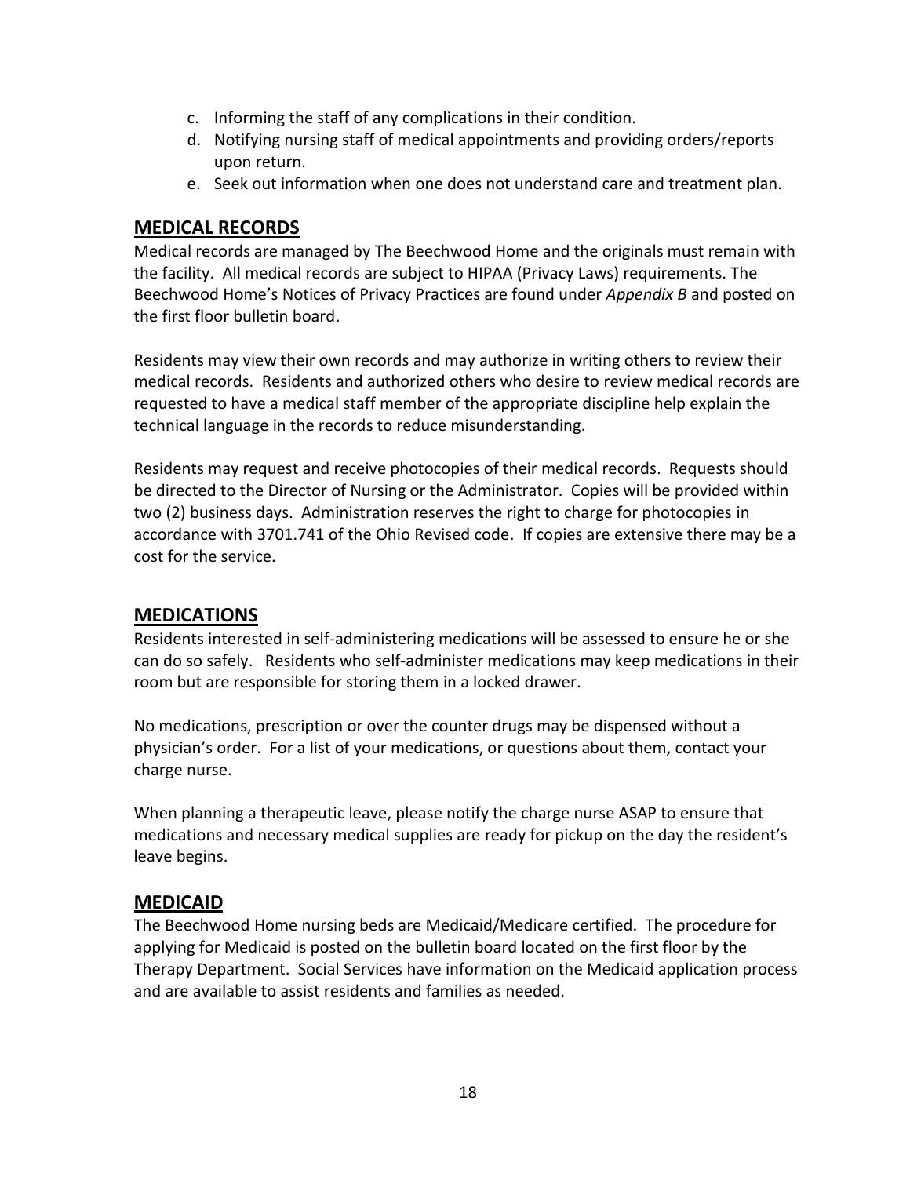c. Informing the staff of any complications in their condition.
d. Notifying nursing staff of medical appointments and providing orders/reports upon return.
e. Seek out information when one does not understand care and treatment plan.

## MEDICAL RECORDS

Medical records are managed by The Beechwood Home and the originals must remain with the facility. All medical records are subject to HIPAA (Privacy Laws) requirements. The Beechwood Home's Notices of Privacy Practices are found under *Appendix B* and posted on the first floor bulletin board.

Residents may view their own records and may authorize in writing others to review their medical records. Residents and authorized others who desire to review medical records are requested to have a medical staff member of the appropriate discipline help explain the technical language in the records to reduce misunderstanding.

Residents may request and receive photocopies of their medical records. Requests should be directed to the Director of Nursing or the Administrator. Copies will be provided within two (2) business days. Administration reserves the right to charge for photocopies in accordance with 3701.741 of the Ohio Revised code. If copies are extensive there may be a cost for the service.

## MEDICATIONS

Residents interested in self-administering medications will be assessed to ensure he or she can do so safely. Residents who self-administer medications may keep medications in their room but are responsible for storing them in a locked drawer.

No medications, prescription or over the counter drugs may be dispensed without a physician's order. For a list of your medications, or questions about them, contact your charge nurse.

When planning a therapeutic leave, please notify the charge nurse ASAP to ensure that medications and necessary medical supplies are ready for pickup on the day the resident's leave begins.

## MEDICAID

The Beechwood Home nursing beds are Medicaid/Medicare certified. The procedure for applying for Medicaid is posted on the bulletin board located on the first floor by the Therapy Department. Social Services have information on the Medicaid application process and are available to assist residents and families as needed.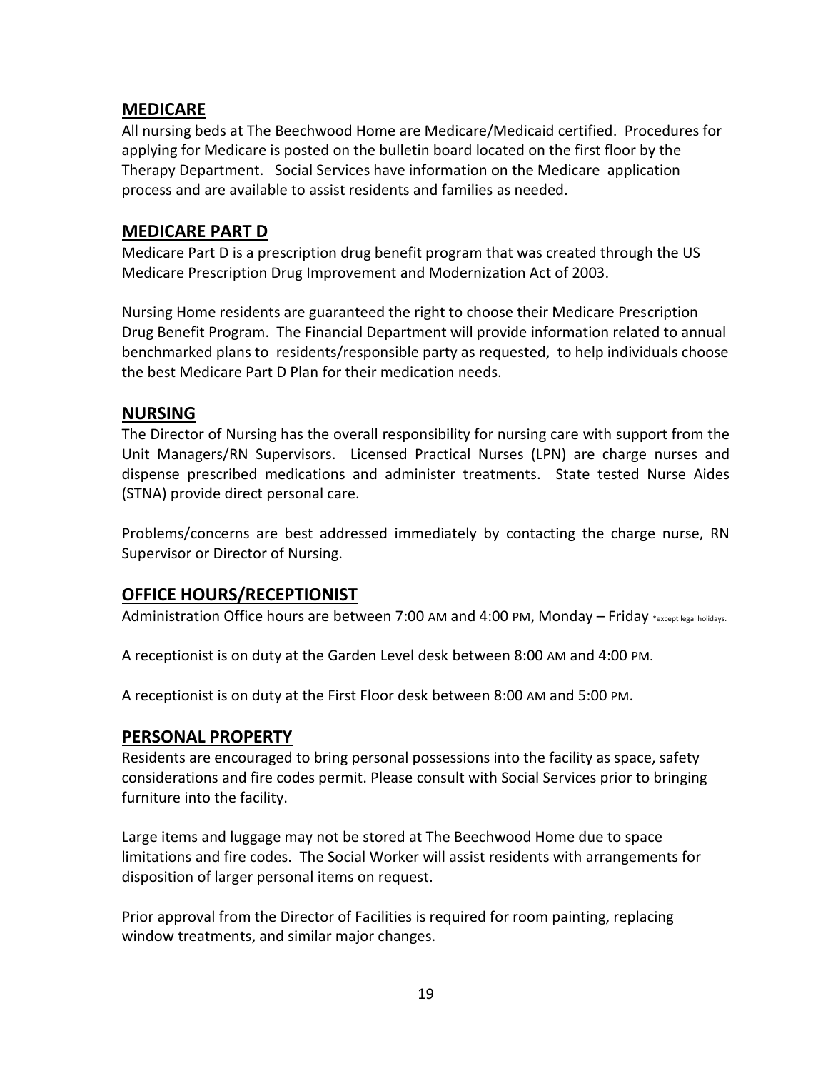## MEDICARE

All nursing beds at The Beechwood Home are Medicare/Medicaid certified. Procedures for applying for Medicare is posted on the bulletin board located on the first floor by the Therapy Department. Social Services have information on the Medicare application process and are available to assist residents and families as needed.

## MEDICARE PART D

Medicare Part D is a prescription drug benefit program that was created through the US Medicare Prescription Drug Improvement and Modernization Act of 2003.

Nursing Home residents are guaranteed the right to choose their Medicare Prescription Drug Benefit Program. The Financial Department will provide information related to annual benchmarked plans to residents/responsible party as requested, to help individuals choose the best Medicare Part D Plan for their medication needs.

## NURSING

The Director of Nursing has the overall responsibility for nursing care with support from the Unit Managers/RN Supervisors. Licensed Practical Nurses (LPN) are charge nurses and dispense prescribed medications and administer treatments. State tested Nurse Aides (STNA) provide direct personal care.

Problems/concerns are best addressed immediately by contacting the charge nurse, RN Supervisor or Director of Nursing.

## OFFICE HOURS/RECEPTIONIST

Administration Office hours are between 7:00 AM and 4:00 PM, Monday – Friday *except legal holidays.

A receptionist is on duty at the Garden Level desk between 8:00 AM and 4:00 PM.

A receptionist is on duty at the First Floor desk between 8:00 AM and 5:00 PM.

## PERSONAL PROPERTY

Residents are encouraged to bring personal possessions into the facility as space, safety considerations and fire codes permit. Please consult with Social Services prior to bringing furniture into the facility.

Large items and luggage may not be stored at The Beechwood Home due to space limitations and fire codes. The Social Worker will assist residents with arrangements for disposition of larger personal items on request.

Prior approval from the Director of Facilities is required for room painting, replacing window treatments, and similar major changes.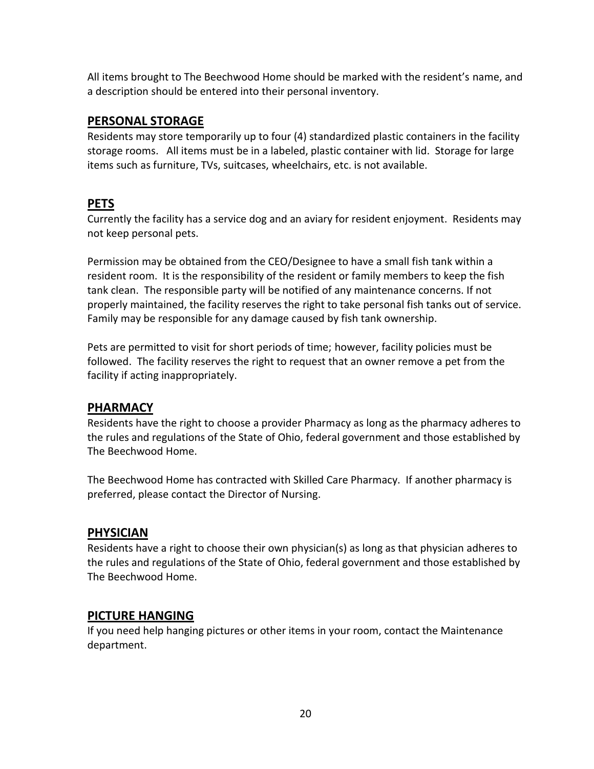All items brought to The Beechwood Home should be marked with the resident's name, and a description should be entered into their personal inventory.

## PERSONAL STORAGE

Residents may store temporarily up to four (4) standardized plastic containers in the facility storage rooms. All items must be in a labeled, plastic container with lid. Storage for large items such as furniture, TVs, suitcases, wheelchairs, etc. is not available.

## PETS

Currently the facility has a service dog and an aviary for resident enjoyment. Residents may not keep personal pets.

Permission may be obtained from the CEO/Designee to have a small fish tank within a resident room. It is the responsibility of the resident or family members to keep the fish tank clean. The responsible party will be notified of any maintenance concerns. If not properly maintained, the facility reserves the right to take personal fish tanks out of service. Family may be responsible for any damage caused by fish tank ownership.

Pets are permitted to visit for short periods of time; however, facility policies must be followed. The facility reserves the right to request that an owner remove a pet from the facility if acting inappropriately.

## PHARMACY

Residents have the right to choose a provider Pharmacy as long as the pharmacy adheres to the rules and regulations of the State of Ohio, federal government and those established by The Beechwood Home.

The Beechwood Home has contracted with Skilled Care Pharmacy. If another pharmacy is preferred, please contact the Director of Nursing.

## PHYSICIAN

Residents have a right to choose their own physician(s) as long as that physician adheres to the rules and regulations of the State of Ohio, federal government and those established by The Beechwood Home.

## PICTURE HANGING

If you need help hanging pictures or other items in your room, contact the Maintenance department.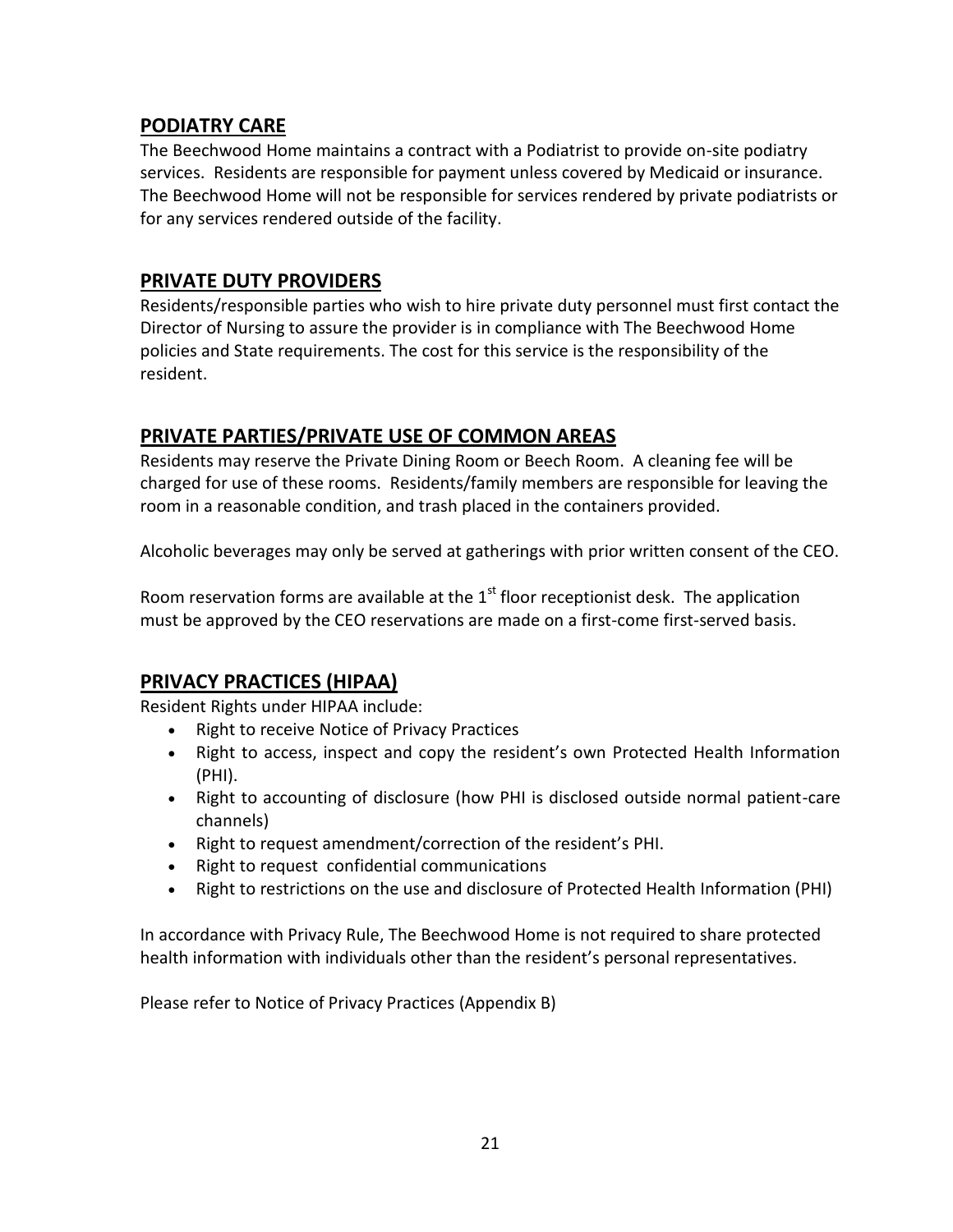## PODIATRY CARE

The Beechwood Home maintains a contract with a Podiatrist to provide on-site podiatry services. Residents are responsible for payment unless covered by Medicaid or insurance. The Beechwood Home will not be responsible for services rendered by private podiatrists or for any services rendered outside of the facility.

## PRIVATE DUTY PROVIDERS

Residents/responsible parties who wish to hire private duty personnel must first contact the Director of Nursing to assure the provider is in compliance with The Beechwood Home policies and State requirements. The cost for this service is the responsibility of the resident.

## PRIVATE PARTIES/PRIVATE USE OF COMMON AREAS

Residents may reserve the Private Dining Room or Beech Room. A cleaning fee will be charged for use of these rooms. Residents/family members are responsible for leaving the room in a reasonable condition, and trash placed in the containers provided.

Alcoholic beverages may only be served at gatherings with prior written consent of the CEO.

Room reservation forms are available at the 1st floor receptionist desk. The application must be approved by the CEO reservations are made on a first-come first-served basis.

## PRIVACY PRACTICES (HIPAA)

Resident Rights under HIPAA include:

- Right to receive Notice of Privacy Practices
- Right to access, inspect and copy the resident's own Protected Health Information (PHI).
- Right to accounting of disclosure (how PHI is disclosed outside normal patient-care channels)
- Right to request amendment/correction of the resident's PHI.
- Right to request confidential communications
- Right to restrictions on the use and disclosure of Protected Health Information (PHI)

In accordance with Privacy Rule, The Beechwood Home is not required to share protected health information with individuals other than the resident's personal representatives.

Please refer to Notice of Privacy Practices (Appendix B)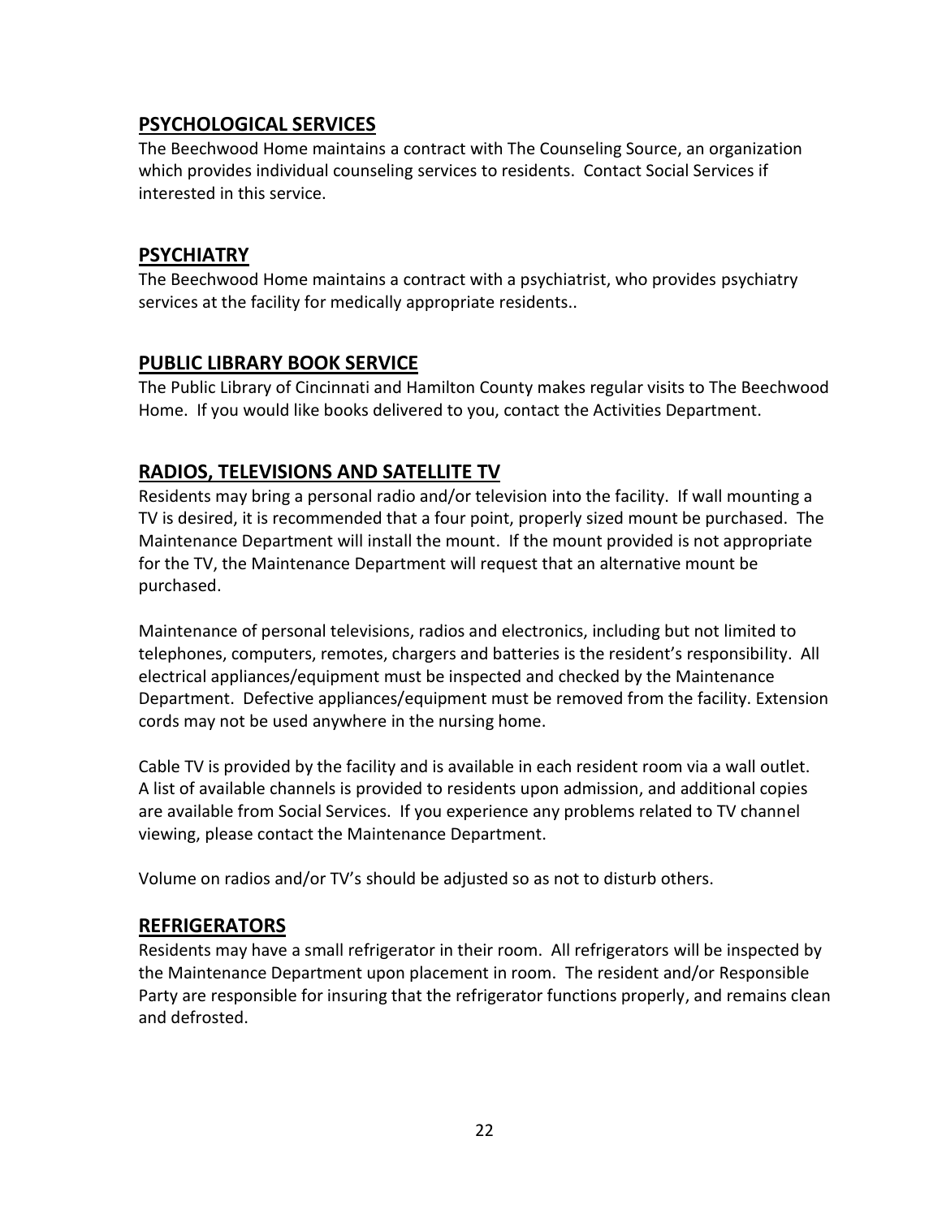## PSYCHOLOGICAL SERVICES

The Beechwood Home maintains a contract with The Counseling Source, an organization which provides individual counseling services to residents. Contact Social Services if interested in this service.

## PSYCHIATRY

The Beechwood Home maintains a contract with a psychiatrist, who provides psychiatry services at the facility for medically appropriate residents..

## PUBLIC LIBRARY BOOK SERVICE

The Public Library of Cincinnati and Hamilton County makes regular visits to The Beechwood Home. If you would like books delivered to you, contact the Activities Department.

## RADIOS, TELEVISIONS AND SATELLITE TV

Residents may bring a personal radio and/or television into the facility. If wall mounting a TV is desired, it is recommended that a four point, properly sized mount be purchased. The Maintenance Department will install the mount. If the mount provided is not appropriate for the TV, the Maintenance Department will request that an alternative mount be purchased.

Maintenance of personal televisions, radios and electronics, including but not limited to telephones, computers, remotes, chargers and batteries is the resident's responsibility. All electrical appliances/equipment must be inspected and checked by the Maintenance Department. Defective appliances/equipment must be removed from the facility. Extension cords may not be used anywhere in the nursing home.

Cable TV is provided by the facility and is available in each resident room via a wall outlet. A list of available channels is provided to residents upon admission, and additional copies are available from Social Services. If you experience any problems related to TV channel viewing, please contact the Maintenance Department.

Volume on radios and/or TV's should be adjusted so as not to disturb others.

## REFRIGERATORS

Residents may have a small refrigerator in their room. All refrigerators will be inspected by the Maintenance Department upon placement in room. The resident and/or Responsible Party are responsible for insuring that the refrigerator functions properly, and remains clean and defrosted.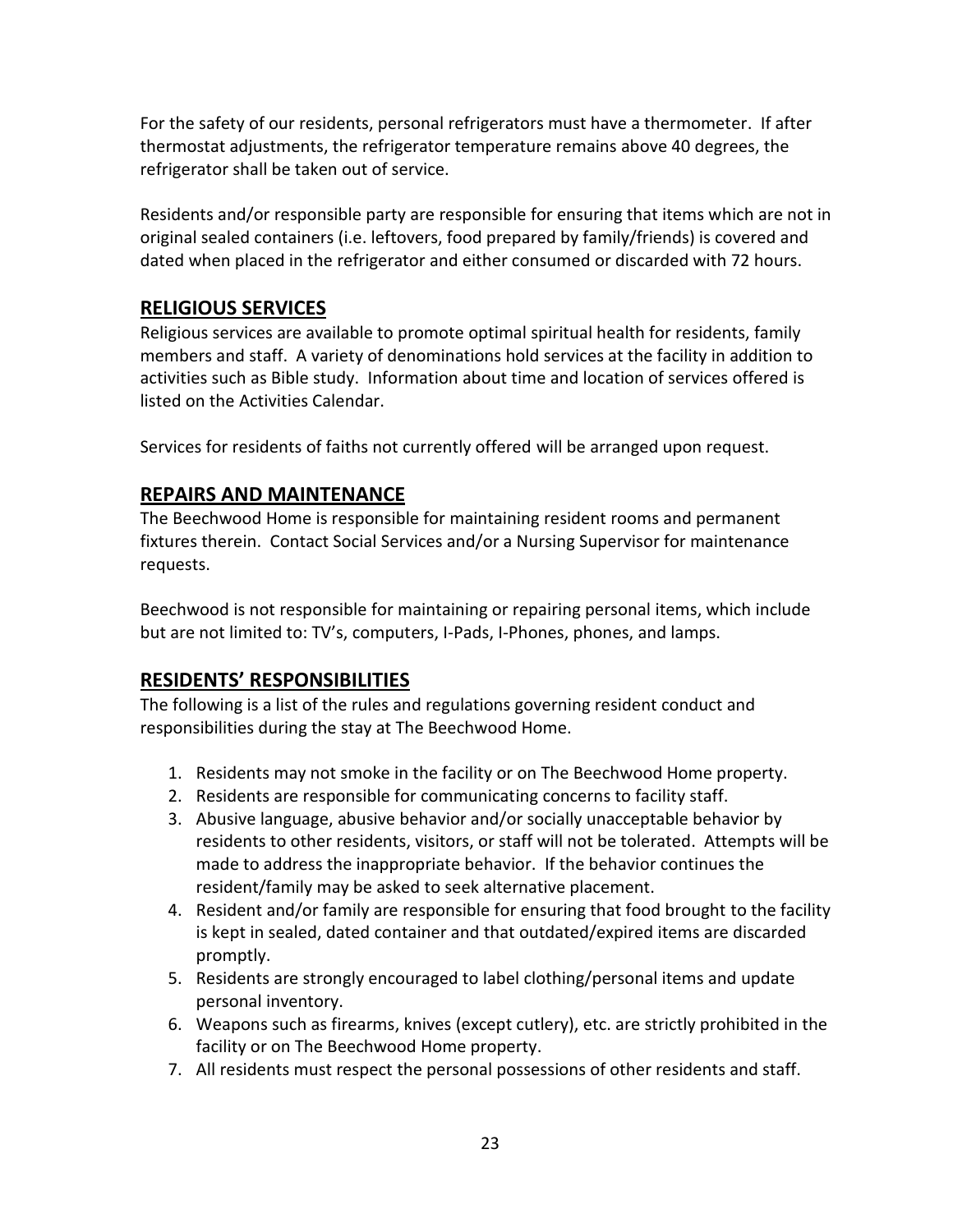For the safety of our residents, personal refrigerators must have a thermometer. If after thermostat adjustments, the refrigerator temperature remains above 40 degrees, the refrigerator shall be taken out of service.

Residents and/or responsible party are responsible for ensuring that items which are not in original sealed containers (i.e. leftovers, food prepared by family/friends) is covered and dated when placed in the refrigerator and either consumed or discarded with 72 hours.

## RELIGIOUS SERVICES

Religious services are available to promote optimal spiritual health for residents, family members and staff. A variety of denominations hold services at the facility in addition to activities such as Bible study. Information about time and location of services offered is listed on the Activities Calendar.

Services for residents of faiths not currently offered will be arranged upon request.

## REPAIRS AND MAINTENANCE

The Beechwood Home is responsible for maintaining resident rooms and permanent fixtures therein. Contact Social Services and/or a Nursing Supervisor for maintenance requests.

Beechwood is not responsible for maintaining or repairing personal items, which include but are not limited to: TV's, computers, I-Pads, I-Phones, phones, and lamps.

## RESIDENTS' RESPONSIBILITIES

The following is a list of the rules and regulations governing resident conduct and responsibilities during the stay at The Beechwood Home.

1. Residents may not smoke in the facility or on The Beechwood Home property.
2. Residents are responsible for communicating concerns to facility staff.
3. Abusive language, abusive behavior and/or socially unacceptable behavior by residents to other residents, visitors, or staff will not be tolerated. Attempts will be made to address the inappropriate behavior. If the behavior continues the resident/family may be asked to seek alternative placement.
4. Resident and/or family are responsible for ensuring that food brought to the facility is kept in sealed, dated container and that outdated/expired items are discarded promptly.
5. Residents are strongly encouraged to label clothing/personal items and update personal inventory.
6. Weapons such as firearms, knives (except cutlery), etc. are strictly prohibited in the facility or on The Beechwood Home property.
7. All residents must respect the personal possessions of other residents and staff.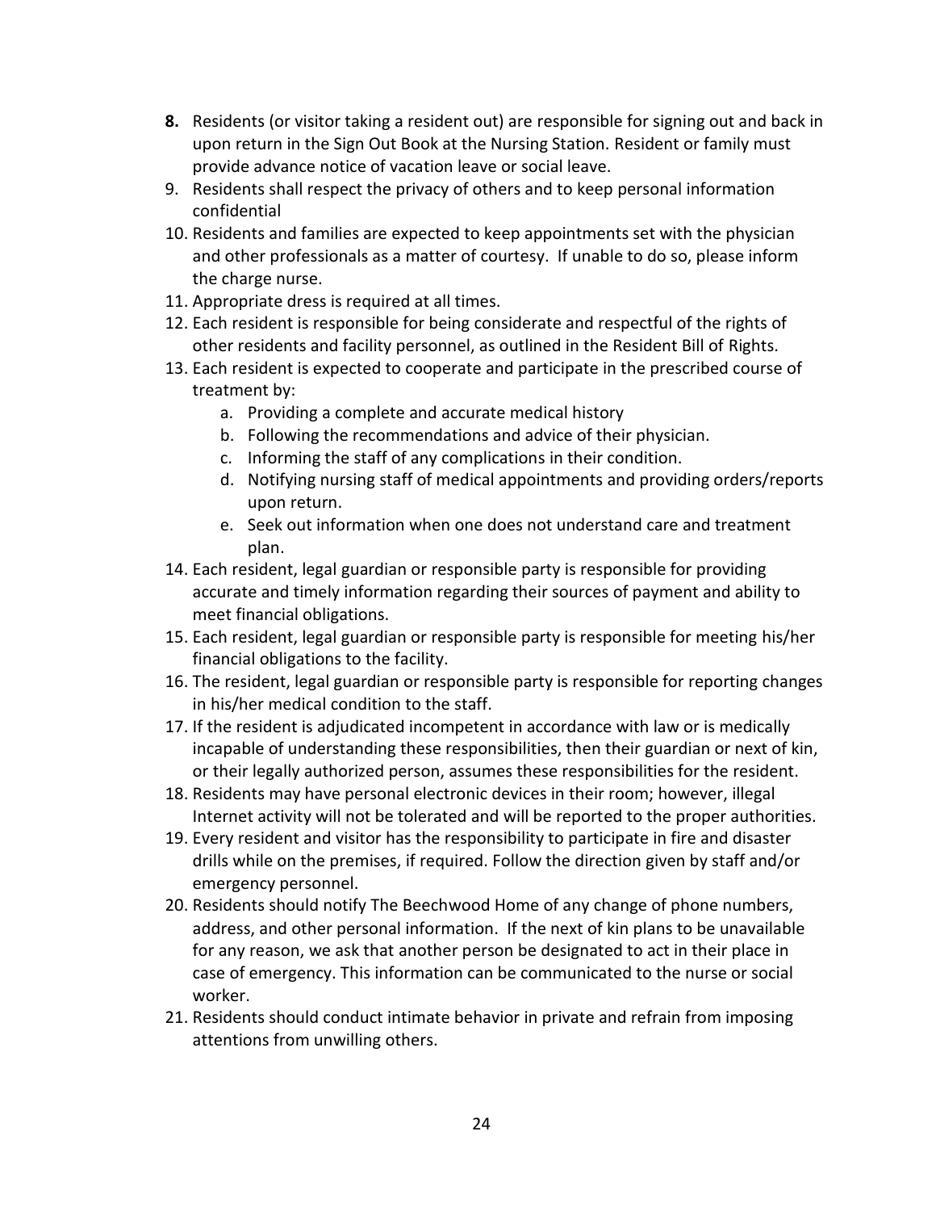8. Residents (or visitor taking a resident out) are responsible for signing out and back in upon return in the Sign Out Book at the Nursing Station. Resident or family must provide advance notice of vacation leave or social leave.
9. Residents shall respect the privacy of others and to keep personal information confidential
10. Residents and families are expected to keep appointments set with the physician and other professionals as a matter of courtesy. If unable to do so, please inform the charge nurse.
11. Appropriate dress is required at all times.
12. Each resident is responsible for being considerate and respectful of the rights of other residents and facility personnel, as outlined in the Resident Bill of Rights.
13. Each resident is expected to cooperate and participate in the prescribed course of treatment by:
    a. Providing a complete and accurate medical history
    b. Following the recommendations and advice of their physician.
    c. Informing the staff of any complications in their condition.
    d. Notifying nursing staff of medical appointments and providing orders/reports upon return.
    e. Seek out information when one does not understand care and treatment plan.
14. Each resident, legal guardian or responsible party is responsible for providing accurate and timely information regarding their sources of payment and ability to meet financial obligations.
15. Each resident, legal guardian or responsible party is responsible for meeting his/her financial obligations to the facility.
16. The resident, legal guardian or responsible party is responsible for reporting changes in his/her medical condition to the staff.
17. If the resident is adjudicated incompetent in accordance with law or is medically incapable of understanding these responsibilities, then their guardian or next of kin, or their legally authorized person, assumes these responsibilities for the resident.
18. Residents may have personal electronic devices in their room; however, illegal Internet activity will not be tolerated and will be reported to the proper authorities.
19. Every resident and visitor has the responsibility to participate in fire and disaster drills while on the premises, if required. Follow the direction given by staff and/or emergency personnel.
20. Residents should notify The Beechwood Home of any change of phone numbers, address, and other personal information. If the next of kin plans to be unavailable for any reason, we ask that another person be designated to act in their place in case of emergency. This information can be communicated to the nurse or social worker.
21. Residents should conduct intimate behavior in private and refrain from imposing attentions from unwilling others.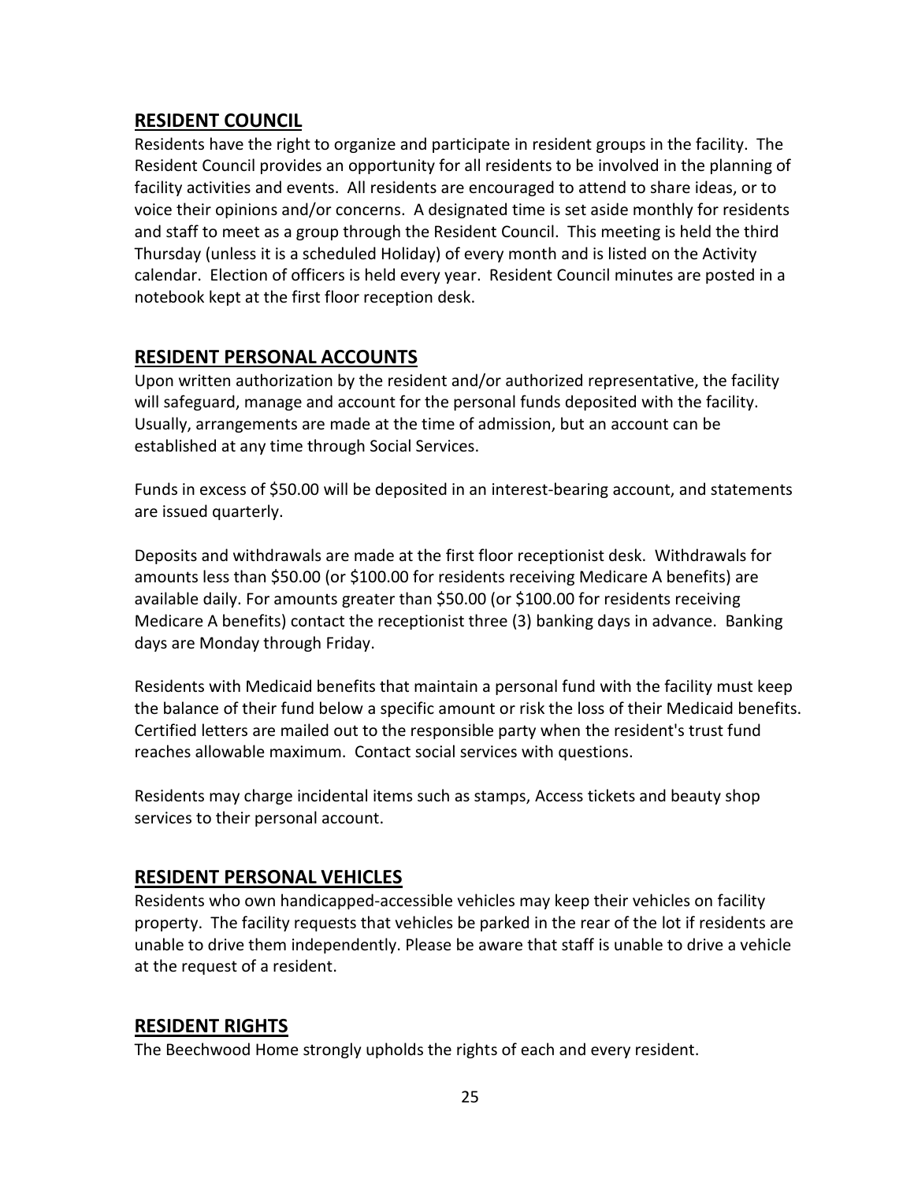## RESIDENT COUNCIL

Residents have the right to organize and participate in resident groups in the facility. The Resident Council provides an opportunity for all residents to be involved in the planning of facility activities and events. All residents are encouraged to attend to share ideas, or to voice their opinions and/or concerns. A designated time is set aside monthly for residents and staff to meet as a group through the Resident Council. This meeting is held the third Thursday (unless it is a scheduled Holiday) of every month and is listed on the Activity calendar. Election of officers is held every year. Resident Council minutes are posted in a notebook kept at the first floor reception desk.

## RESIDENT PERSONAL ACCOUNTS

Upon written authorization by the resident and/or authorized representative, the facility will safeguard, manage and account for the personal funds deposited with the facility. Usually, arrangements are made at the time of admission, but an account can be established at any time through Social Services.

Funds in excess of $50.00 will be deposited in an interest-bearing account, and statements are issued quarterly.

Deposits and withdrawals are made at the first floor receptionist desk. Withdrawals for amounts less than $50.00 (or $100.00 for residents receiving Medicare A benefits) are available daily. For amounts greater than $50.00 (or $100.00 for residents receiving Medicare A benefits) contact the receptionist three (3) banking days in advance. Banking days are Monday through Friday.

Residents with Medicaid benefits that maintain a personal fund with the facility must keep the balance of their fund below a specific amount or risk the loss of their Medicaid benefits. Certified letters are mailed out to the responsible party when the resident's trust fund reaches allowable maximum. Contact social services with questions.

Residents may charge incidental items such as stamps, Access tickets and beauty shop services to their personal account.

## RESIDENT PERSONAL VEHICLES

Residents who own handicapped-accessible vehicles may keep their vehicles on facility property. The facility requests that vehicles be parked in the rear of the lot if residents are unable to drive them independently. Please be aware that staff is unable to drive a vehicle at the request of a resident.

## RESIDENT RIGHTS

The Beechwood Home strongly upholds the rights of each and every resident.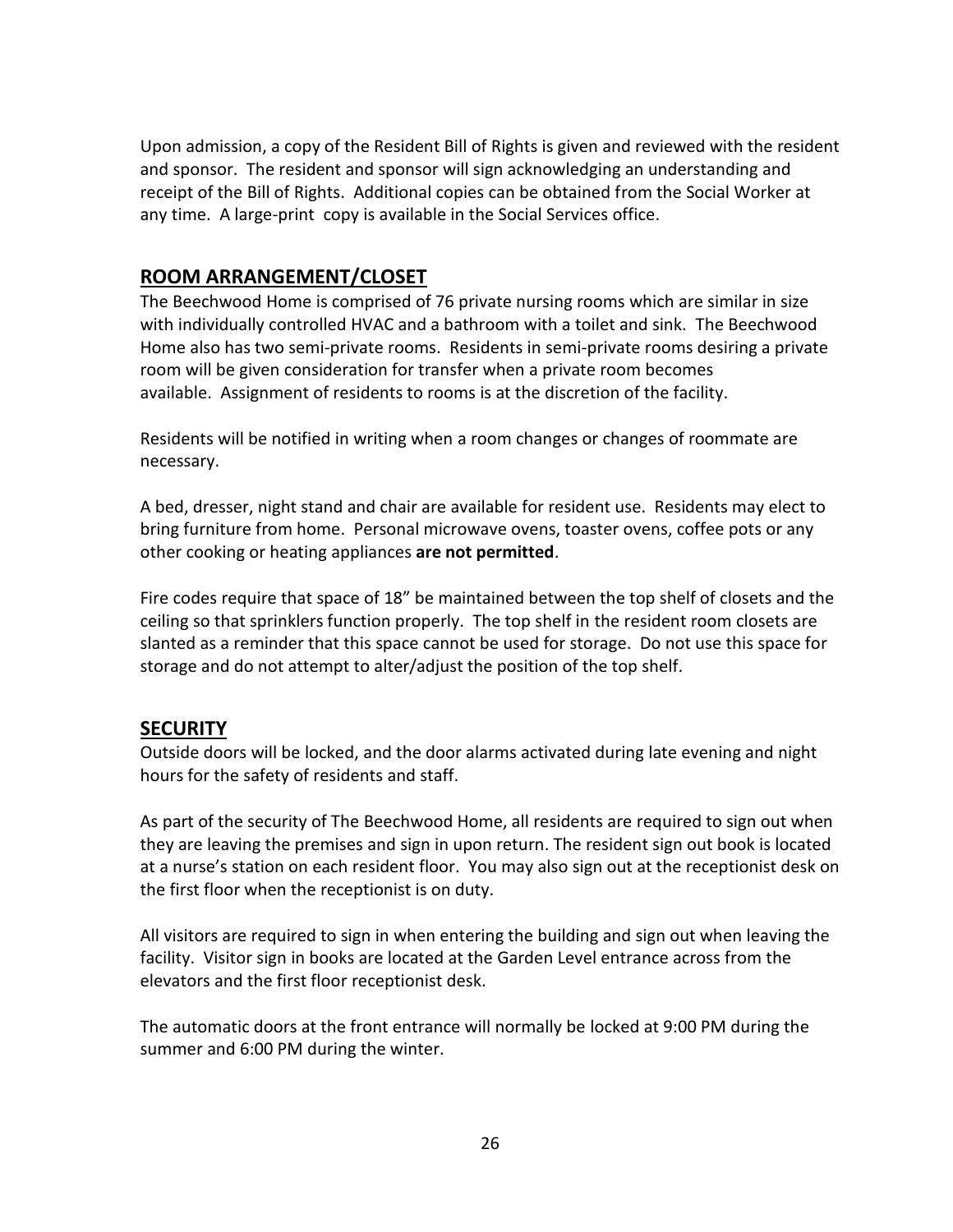Upon admission, a copy of the Resident Bill of Rights is given and reviewed with the resident and sponsor. The resident and sponsor will sign acknowledging an understanding and receipt of the Bill of Rights. Additional copies can be obtained from the Social Worker at any time. A large-print copy is available in the Social Services office.

## ROOM ARRANGEMENT/CLOSET

The Beechwood Home is comprised of 76 private nursing rooms which are similar in size with individually controlled HVAC and a bathroom with a toilet and sink. The Beechwood Home also has two semi-private rooms. Residents in semi-private rooms desiring a private room will be given consideration for transfer when a private room becomes available. Assignment of residents to rooms is at the discretion of the facility.

Residents will be notified in writing when a room changes or changes of roommate are necessary.

A bed, dresser, night stand and chair are available for resident use. Residents may elect to bring furniture from home. Personal microwave ovens, toaster ovens, coffee pots or any other cooking or heating appliances **are not permitted**.

Fire codes require that space of 18" be maintained between the top shelf of closets and the ceiling so that sprinklers function properly. The top shelf in the resident room closets are slanted as a reminder that this space cannot be used for storage. Do not use this space for storage and do not attempt to alter/adjust the position of the top shelf.

## SECURITY

Outside doors will be locked, and the door alarms activated during late evening and night hours for the safety of residents and staff.

As part of the security of The Beechwood Home, all residents are required to sign out when they are leaving the premises and sign in upon return. The resident sign out book is located at a nurse's station on each resident floor. You may also sign out at the receptionist desk on the first floor when the receptionist is on duty.

All visitors are required to sign in when entering the building and sign out when leaving the facility. Visitor sign in books are located at the Garden Level entrance across from the elevators and the first floor receptionist desk.

The automatic doors at the front entrance will normally be locked at 9:00 PM during the summer and 6:00 PM during the winter.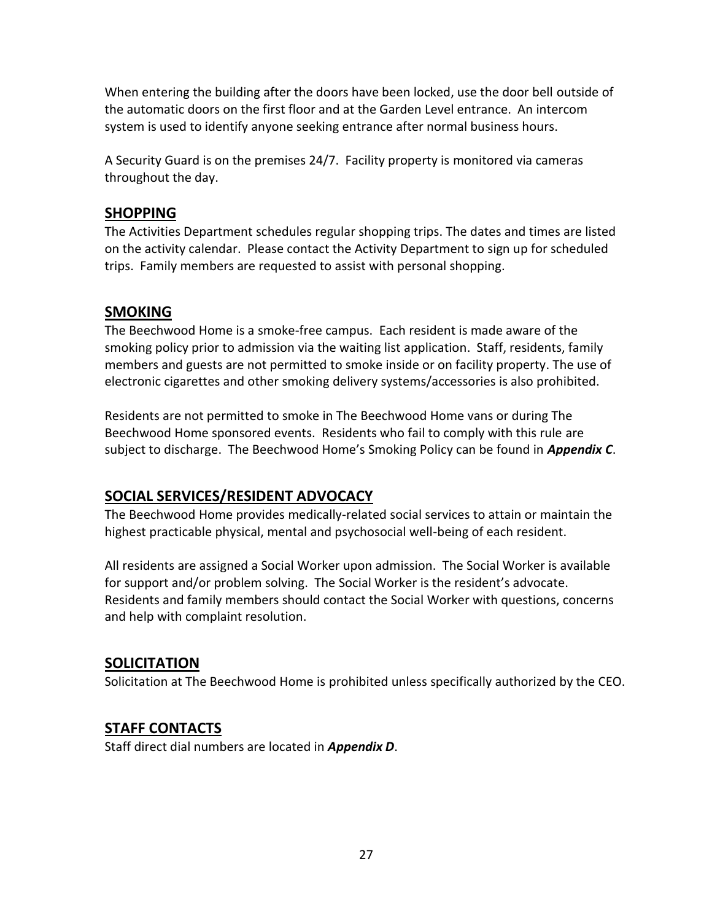When entering the building after the doors have been locked, use the door bell outside of the automatic doors on the first floor and at the Garden Level entrance. An intercom system is used to identify anyone seeking entrance after normal business hours.

A Security Guard is on the premises 24/7. Facility property is monitored via cameras throughout the day.

## SHOPPING

The Activities Department schedules regular shopping trips. The dates and times are listed on the activity calendar. Please contact the Activity Department to sign up for scheduled trips. Family members are requested to assist with personal shopping.

## SMOKING

The Beechwood Home is a smoke-free campus. Each resident is made aware of the smoking policy prior to admission via the waiting list application. Staff, residents, family members and guests are not permitted to smoke inside or on facility property. The use of electronic cigarettes and other smoking delivery systems/accessories is also prohibited.

Residents are not permitted to smoke in The Beechwood Home vans or during The Beechwood Home sponsored events. Residents who fail to comply with this rule are subject to discharge. The Beechwood Home's Smoking Policy can be found in ***Appendix C***.

## SOCIAL SERVICES/RESIDENT ADVOCACY

The Beechwood Home provides medically-related social services to attain or maintain the highest practicable physical, mental and psychosocial well-being of each resident.

All residents are assigned a Social Worker upon admission. The Social Worker is available for support and/or problem solving. The Social Worker is the resident's advocate. Residents and family members should contact the Social Worker with questions, concerns and help with complaint resolution.

## SOLICITATION

Solicitation at The Beechwood Home is prohibited unless specifically authorized by the CEO.

## STAFF CONTACTS

Staff direct dial numbers are located in ***Appendix D***.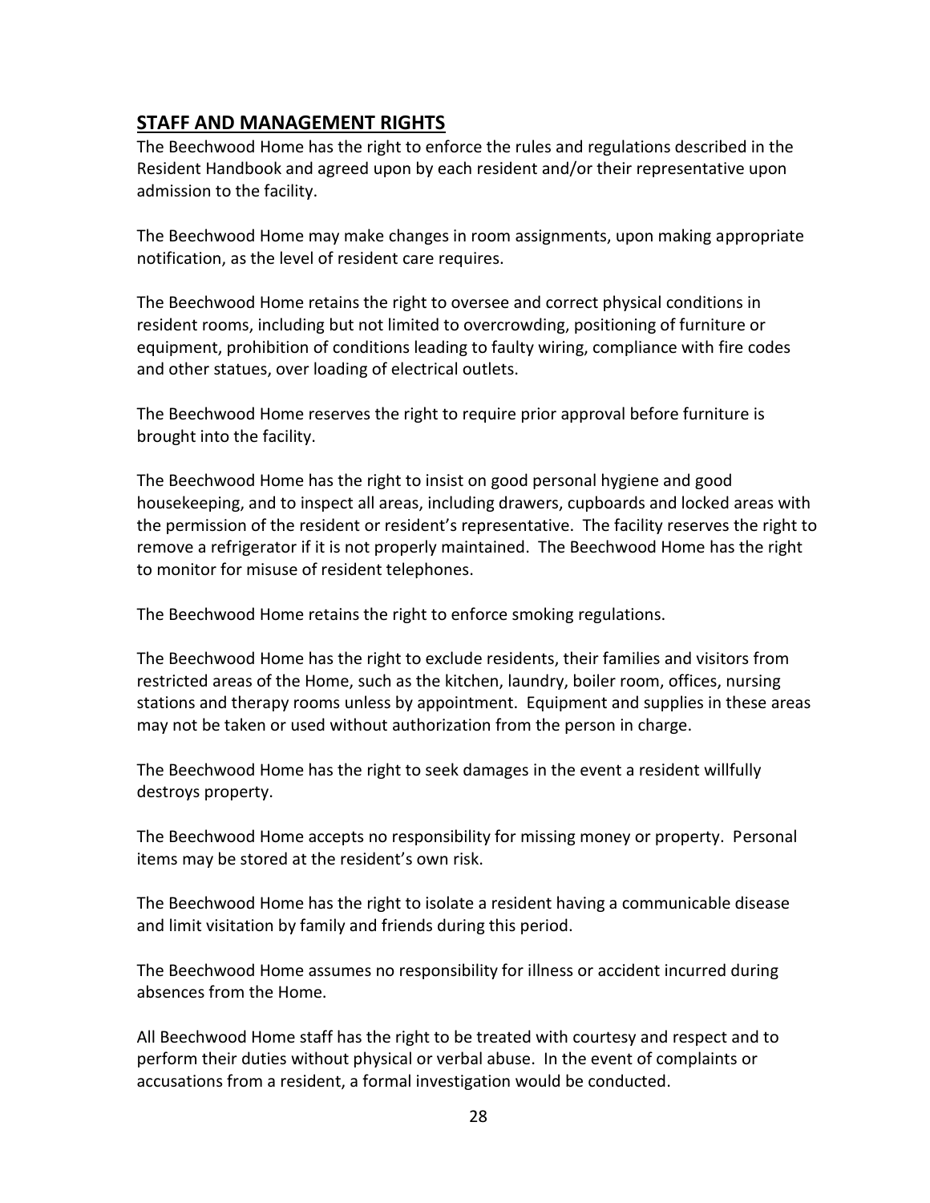## STAFF AND MANAGEMENT RIGHTS

The Beechwood Home has the right to enforce the rules and regulations described in the Resident Handbook and agreed upon by each resident and/or their representative upon admission to the facility.

The Beechwood Home may make changes in room assignments, upon making appropriate notification, as the level of resident care requires.

The Beechwood Home retains the right to oversee and correct physical conditions in resident rooms, including but not limited to overcrowding, positioning of furniture or equipment, prohibition of conditions leading to faulty wiring, compliance with fire codes and other statues, over loading of electrical outlets.

The Beechwood Home reserves the right to require prior approval before furniture is brought into the facility.

The Beechwood Home has the right to insist on good personal hygiene and good housekeeping, and to inspect all areas, including drawers, cupboards and locked areas with the permission of the resident or resident's representative. The facility reserves the right to remove a refrigerator if it is not properly maintained. The Beechwood Home has the right to monitor for misuse of resident telephones.

The Beechwood Home retains the right to enforce smoking regulations.

The Beechwood Home has the right to exclude residents, their families and visitors from restricted areas of the Home, such as the kitchen, laundry, boiler room, offices, nursing stations and therapy rooms unless by appointment. Equipment and supplies in these areas may not be taken or used without authorization from the person in charge.

The Beechwood Home has the right to seek damages in the event a resident willfully destroys property.

The Beechwood Home accepts no responsibility for missing money or property. Personal items may be stored at the resident's own risk.

The Beechwood Home has the right to isolate a resident having a communicable disease and limit visitation by family and friends during this period.

The Beechwood Home assumes no responsibility for illness or accident incurred during absences from the Home.

All Beechwood Home staff has the right to be treated with courtesy and respect and to perform their duties without physical or verbal abuse. In the event of complaints or accusations from a resident, a formal investigation would be conducted.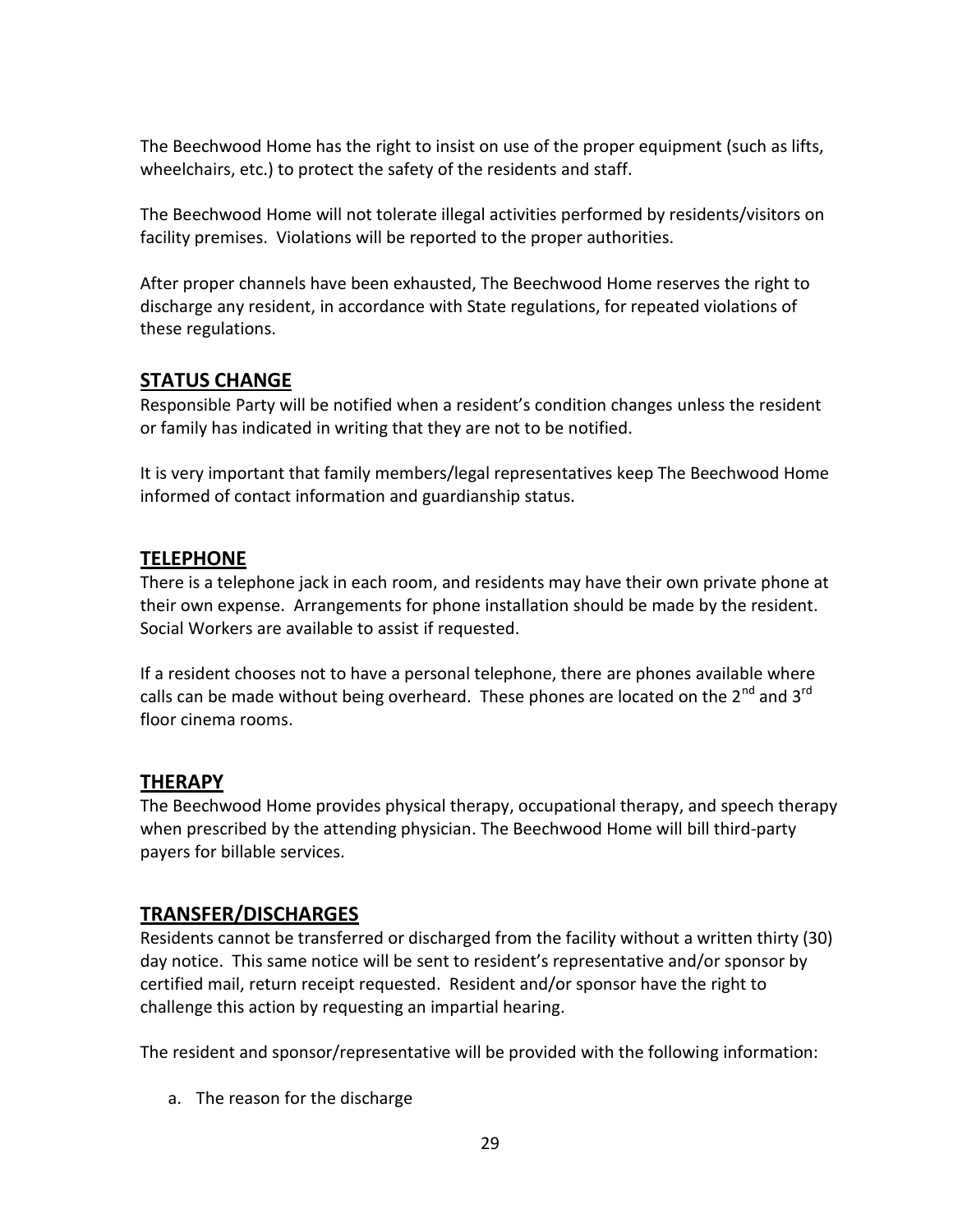The Beechwood Home has the right to insist on use of the proper equipment (such as lifts, wheelchairs, etc.) to protect the safety of the residents and staff.

The Beechwood Home will not tolerate illegal activities performed by residents/visitors on facility premises. Violations will be reported to the proper authorities.

After proper channels have been exhausted, The Beechwood Home reserves the right to discharge any resident, in accordance with State regulations, for repeated violations of these regulations.

## STATUS CHANGE

Responsible Party will be notified when a resident's condition changes unless the resident or family has indicated in writing that they are not to be notified.

It is very important that family members/legal representatives keep The Beechwood Home informed of contact information and guardianship status.

## TELEPHONE

There is a telephone jack in each room, and residents may have their own private phone at their own expense. Arrangements for phone installation should be made by the resident. Social Workers are available to assist if requested.

If a resident chooses not to have a personal telephone, there are phones available where calls can be made without being overheard. These phones are located on the 2nd and 3rd floor cinema rooms.

## THERAPY

The Beechwood Home provides physical therapy, occupational therapy, and speech therapy when prescribed by the attending physician. The Beechwood Home will bill third-party payers for billable services.

## TRANSFER/DISCHARGES

Residents cannot be transferred or discharged from the facility without a written thirty (30) day notice. This same notice will be sent to resident's representative and/or sponsor by certified mail, return receipt requested. Resident and/or sponsor have the right to challenge this action by requesting an impartial hearing.

The resident and sponsor/representative will be provided with the following information:

a. The reason for the discharge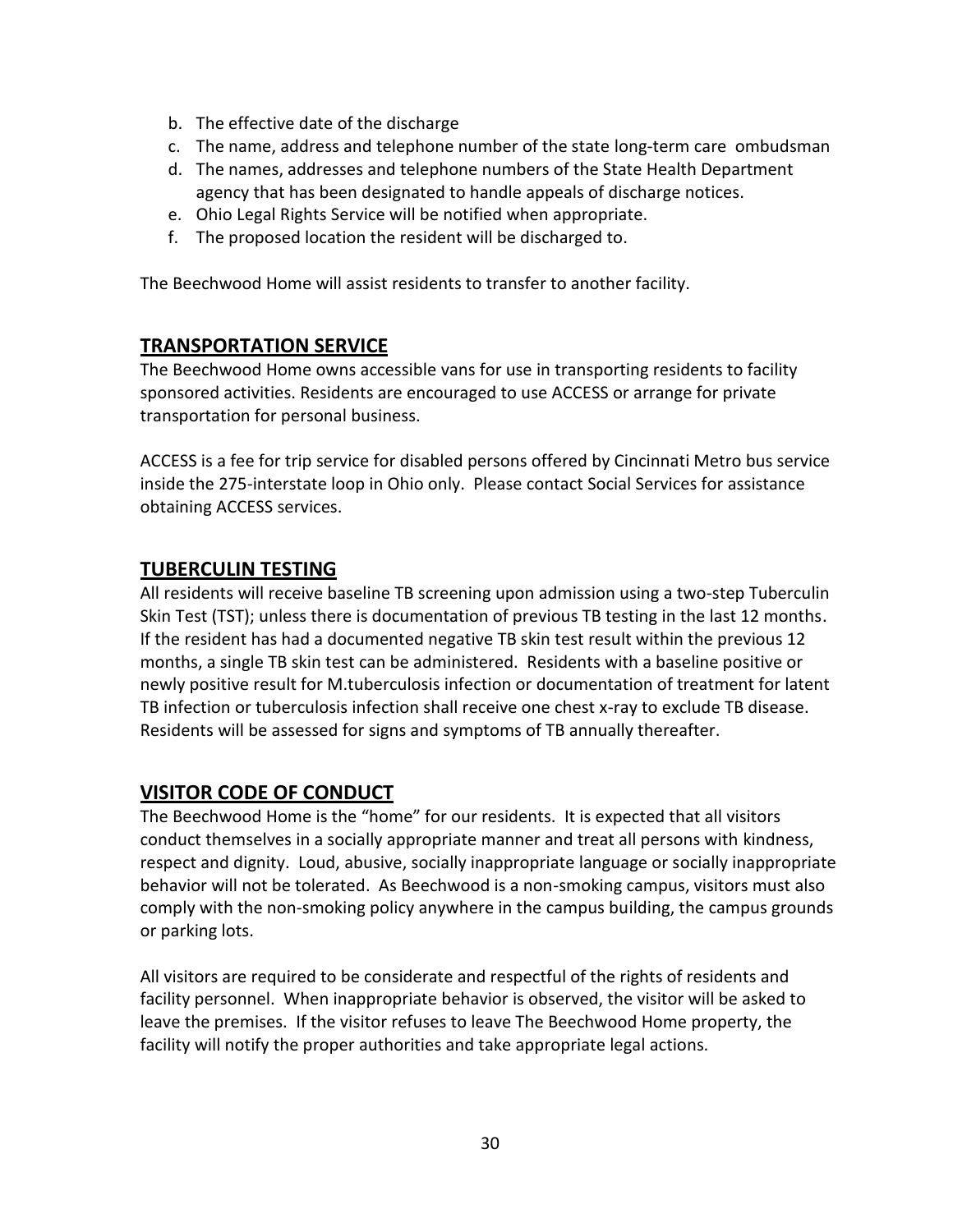b. The effective date of the discharge
c. The name, address and telephone number of the state long-term care ombudsman
d. The names, addresses and telephone numbers of the State Health Department agency that has been designated to handle appeals of discharge notices.
e. Ohio Legal Rights Service will be notified when appropriate.
f. The proposed location the resident will be discharged to.

The Beechwood Home will assist residents to transfer to another facility.

## TRANSPORTATION SERVICE

The Beechwood Home owns accessible vans for use in transporting residents to facility sponsored activities. Residents are encouraged to use ACCESS or arrange for private transportation for personal business.

ACCESS is a fee for trip service for disabled persons offered by Cincinnati Metro bus service inside the 275-interstate loop in Ohio only. Please contact Social Services for assistance obtaining ACCESS services.

## TUBERCULIN TESTING

All residents will receive baseline TB screening upon admission using a two-step Tuberculin Skin Test (TST); unless there is documentation of previous TB testing in the last 12 months. If the resident has had a documented negative TB skin test result within the previous 12 months, a single TB skin test can be administered. Residents with a baseline positive or newly positive result for M.tuberculosis infection or documentation of treatment for latent TB infection or tuberculosis infection shall receive one chest x-ray to exclude TB disease. Residents will be assessed for signs and symptoms of TB annually thereafter.

## VISITOR CODE OF CONDUCT

The Beechwood Home is the "home" for our residents. It is expected that all visitors conduct themselves in a socially appropriate manner and treat all persons with kindness, respect and dignity. Loud, abusive, socially inappropriate language or socially inappropriate behavior will not be tolerated. As Beechwood is a non-smoking campus, visitors must also comply with the non-smoking policy anywhere in the campus building, the campus grounds or parking lots.

All visitors are required to be considerate and respectful of the rights of residents and facility personnel. When inappropriate behavior is observed, the visitor will be asked to leave the premises. If the visitor refuses to leave The Beechwood Home property, the facility will notify the proper authorities and take appropriate legal actions.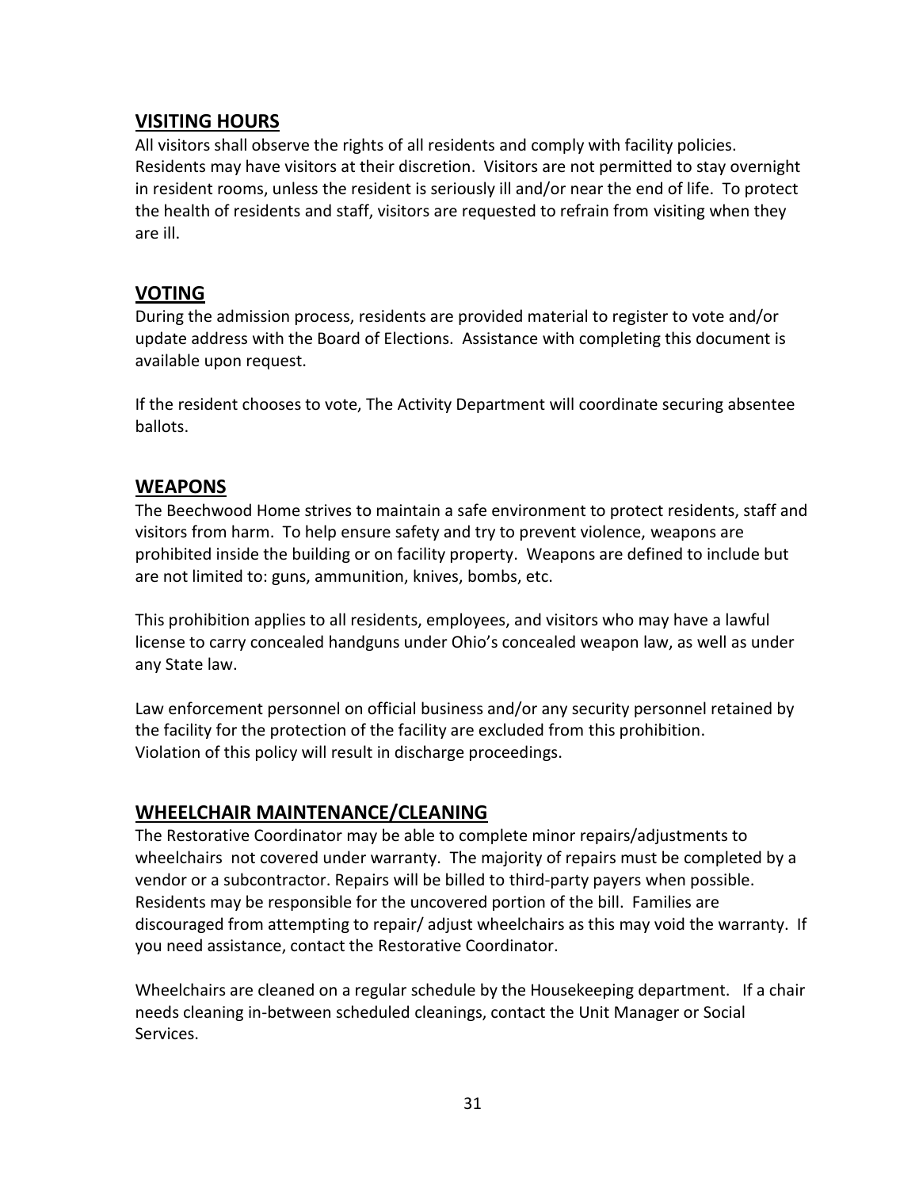## VISITING HOURS

All visitors shall observe the rights of all residents and comply with facility policies. Residents may have visitors at their discretion. Visitors are not permitted to stay overnight in resident rooms, unless the resident is seriously ill and/or near the end of life. To protect the health of residents and staff, visitors are requested to refrain from visiting when they are ill.

## VOTING

During the admission process, residents are provided material to register to vote and/or update address with the Board of Elections. Assistance with completing this document is available upon request.

If the resident chooses to vote, The Activity Department will coordinate securing absentee ballots.

## WEAPONS

The Beechwood Home strives to maintain a safe environment to protect residents, staff and visitors from harm. To help ensure safety and try to prevent violence, weapons are prohibited inside the building or on facility property. Weapons are defined to include but are not limited to: guns, ammunition, knives, bombs, etc.

This prohibition applies to all residents, employees, and visitors who may have a lawful license to carry concealed handguns under Ohio's concealed weapon law, as well as under any State law.

Law enforcement personnel on official business and/or any security personnel retained by the facility for the protection of the facility are excluded from this prohibition.
Violation of this policy will result in discharge proceedings.

## WHEELCHAIR MAINTENANCE/CLEANING

The Restorative Coordinator may be able to complete minor repairs/adjustments to wheelchairs not covered under warranty. The majority of repairs must be completed by a vendor or a subcontractor. Repairs will be billed to third-party payers when possible. Residents may be responsible for the uncovered portion of the bill. Families are discouraged from attempting to repair/ adjust wheelchairs as this may void the warranty. If you need assistance, contact the Restorative Coordinator.

Wheelchairs are cleaned on a regular schedule by the Housekeeping department. If a chair needs cleaning in-between scheduled cleanings, contact the Unit Manager or Social Services.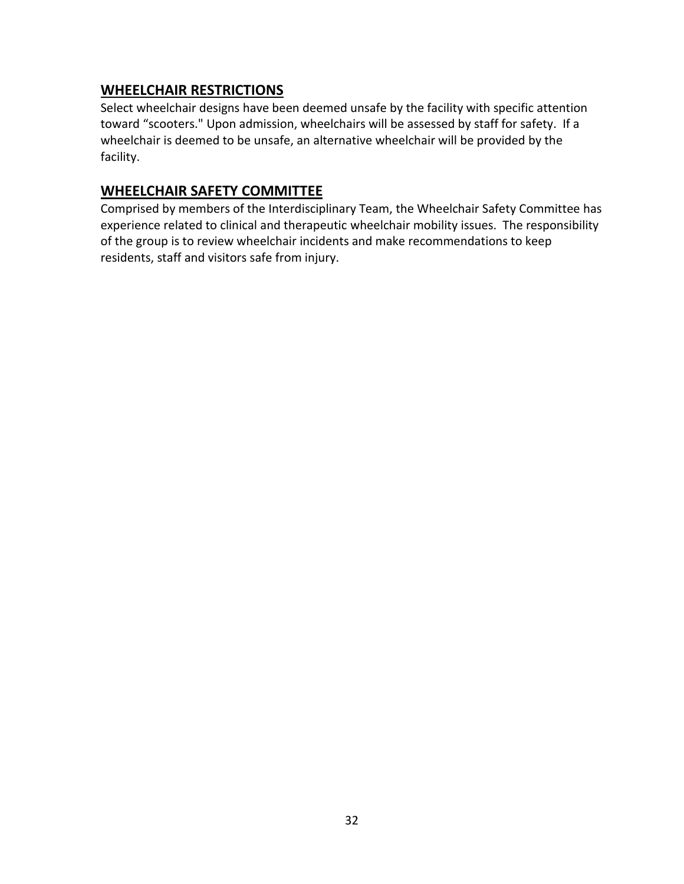## WHEELCHAIR RESTRICTIONS

Select wheelchair designs have been deemed unsafe by the facility with specific attention toward "scooters." Upon admission, wheelchairs will be assessed by staff for safety. If a wheelchair is deemed to be unsafe, an alternative wheelchair will be provided by the facility.

## WHEELCHAIR SAFETY COMMITTEE

Comprised by members of the Interdisciplinary Team, the Wheelchair Safety Committee has experience related to clinical and therapeutic wheelchair mobility issues. The responsibility of the group is to review wheelchair incidents and make recommendations to keep residents, staff and visitors safe from injury.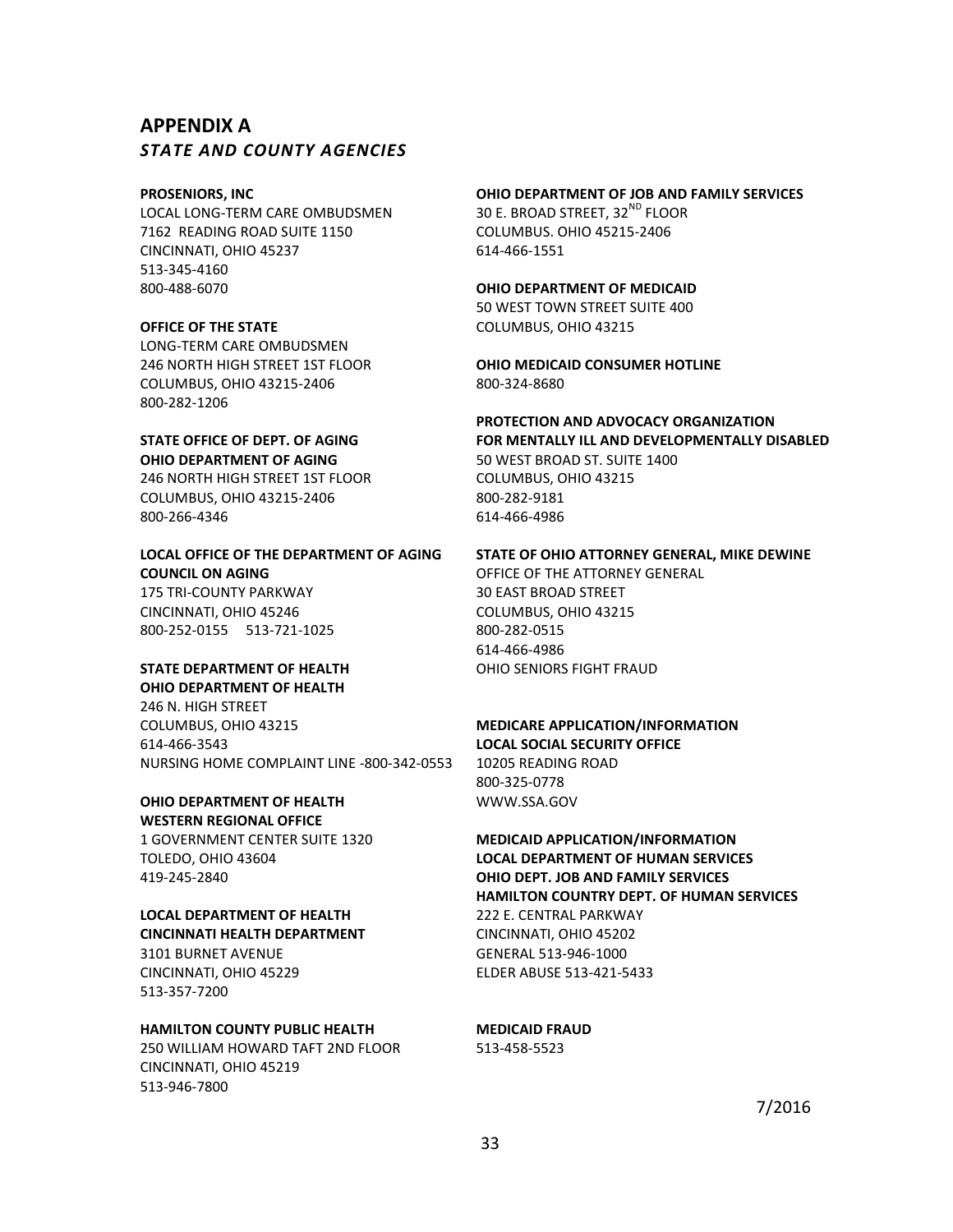## APPENDIX A

### *STATE AND COUNTY AGENCIES*

**PROSENIORS, INC**
LOCAL LONG-TERM CARE OMBUDSMEN
7162 READING ROAD SUITE 1150
CINCINNATI, OHIO 45237
513-345-4160
800-488-6070

**OFFICE OF THE STATE**
LONG-TERM CARE OMBUDSMEN
246 NORTH HIGH STREET 1ST FLOOR
COLUMBUS, OHIO 43215-2406
800-282-1206

**STATE OFFICE OF DEPT. OF AGING**
**OHIO DEPARTMENT OF AGING**
246 NORTH HIGH STREET 1ST FLOOR
COLUMBUS, OHIO 43215-2406
800-266-4346

**LOCAL OFFICE OF THE DEPARTMENT OF AGING**
**COUNCIL ON AGING**
175 TRI-COUNTY PARKWAY
CINCINNATI, OHIO 45246
800-252-0155 513-721-1025

**STATE DEPARTMENT OF HEALTH**
**OHIO DEPARTMENT OF HEALTH**
246 N. HIGH STREET
COLUMBUS, OHIO 43215
614-466-3543
NURSING HOME COMPLAINT LINE -800-342-0553

**OHIO DEPARTMENT OF HEALTH**
**WESTERN REGIONAL OFFICE**
1 GOVERNMENT CENTER SUITE 1320
TOLEDO, OHIO 43604
419-245-2840

**LOCAL DEPARTMENT OF HEALTH**
**CINCINNATI HEALTH DEPARTMENT**
3101 BURNET AVENUE
CINCINNATI, OHIO 45229
513-357-7200

**HAMILTON COUNTY PUBLIC HEALTH**
250 WILLIAM HOWARD TAFT 2ND FLOOR
CINCINNATI, OHIO 45219
513-946-7800

**OHIO DEPARTMENT OF JOB AND FAMILY SERVICES**
30 E. BROAD STREET, 32ND FLOOR
COLUMBUS. OHIO 45215-2406
614-466-1551

**OHIO DEPARTMENT OF MEDICAID**
50 WEST TOWN STREET SUITE 400
COLUMBUS, OHIO 43215

**OHIO MEDICAID CONSUMER HOTLINE**
800-324-8680

**PROTECTION AND ADVOCACY ORGANIZATION**
**FOR MENTALLY ILL AND DEVELOPMENTALLY DISABLED**
50 WEST BROAD ST. SUITE 1400
COLUMBUS, OHIO 43215
800-282-9181
614-466-4986

**STATE OF OHIO ATTORNEY GENERAL, MIKE DEWINE**
OFFICE OF THE ATTORNEY GENERAL
30 EAST BROAD STREET
COLUMBUS, OHIO 43215
800-282-0515
614-466-4986
OHIO SENIORS FIGHT FRAUD

**MEDICARE APPLICATION/INFORMATION**
**LOCAL SOCIAL SECURITY OFFICE**
10205 READING ROAD
800-325-0778
WWW.SSA.GOV

**MEDICAID APPLICATION/INFORMATION**
**LOCAL DEPARTMENT OF HUMAN SERVICES**
**OHIO DEPT. JOB AND FAMILY SERVICES**
**HAMILTON COUNTRY DEPT. OF HUMAN SERVICES**
222 E. CENTRAL PARKWAY
CINCINNATI, OHIO 45202
GENERAL 513-946-1000
ELDER ABUSE 513-421-5433

**MEDICAID FRAUD**
513-458-5523

7/2016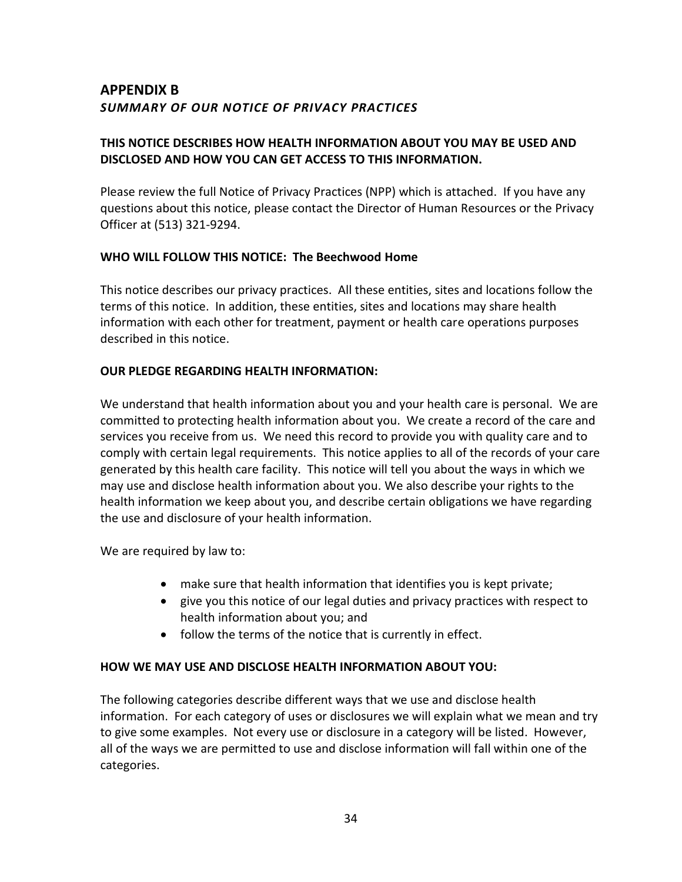## APPENDIX B

***SUMMARY OF OUR NOTICE OF PRIVACY PRACTICES***

**THIS NOTICE DESCRIBES HOW HEALTH INFORMATION ABOUT YOU MAY BE USED AND DISCLOSED AND HOW YOU CAN GET ACCESS TO THIS INFORMATION.**

Please review the full Notice of Privacy Practices (NPP) which is attached. If you have any questions about this notice, please contact the Director of Human Resources or the Privacy Officer at (513) 321-9294.

**WHO WILL FOLLOW THIS NOTICE: The Beechwood Home**

This notice describes our privacy practices. All these entities, sites and locations follow the terms of this notice. In addition, these entities, sites and locations may share health information with each other for treatment, payment or health care operations purposes described in this notice.

**OUR PLEDGE REGARDING HEALTH INFORMATION:**

We understand that health information about you and your health care is personal. We are committed to protecting health information about you. We create a record of the care and services you receive from us. We need this record to provide you with quality care and to comply with certain legal requirements. This notice applies to all of the records of your care generated by this health care facility. This notice will tell you about the ways in which we may use and disclose health information about you. We also describe your rights to the health information we keep about you, and describe certain obligations we have regarding the use and disclosure of your health information.

We are required by law to:

- make sure that health information that identifies you is kept private;
- give you this notice of our legal duties and privacy practices with respect to health information about you; and
- follow the terms of the notice that is currently in effect.

**HOW WE MAY USE AND DISCLOSE HEALTH INFORMATION ABOUT YOU:**

The following categories describe different ways that we use and disclose health information. For each category of uses or disclosures we will explain what we mean and try to give some examples. Not every use or disclosure in a category will be listed. However, all of the ways we are permitted to use and disclose information will fall within one of the categories.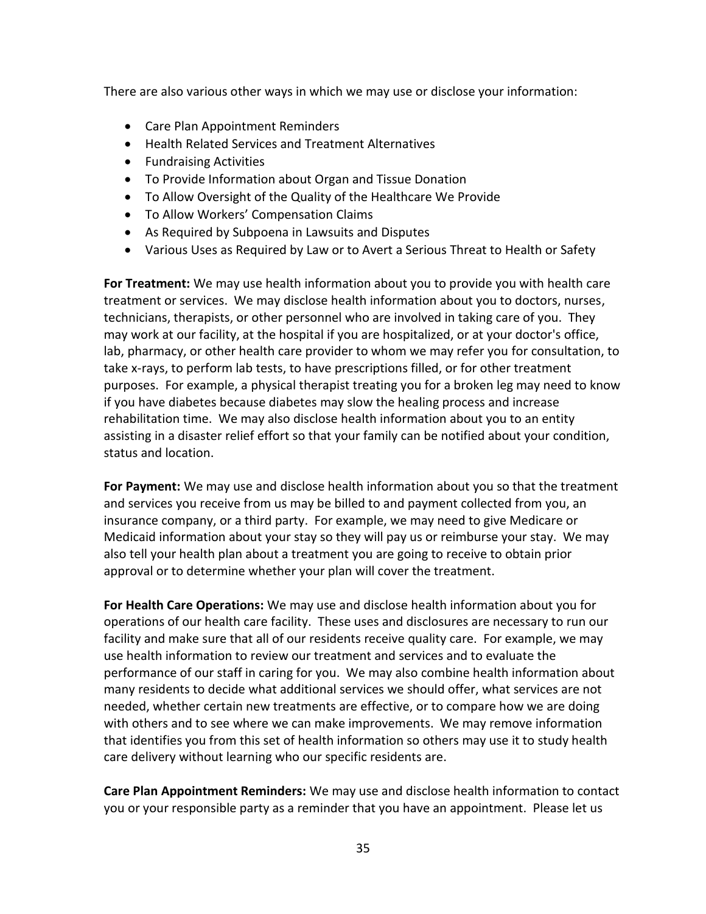There are also various other ways in which we may use or disclose your information:

- Care Plan Appointment Reminders
- Health Related Services and Treatment Alternatives
- Fundraising Activities
- To Provide Information about Organ and Tissue Donation
- To Allow Oversight of the Quality of the Healthcare We Provide
- To Allow Workers' Compensation Claims
- As Required by Subpoena in Lawsuits and Disputes
- Various Uses as Required by Law or to Avert a Serious Threat to Health or Safety

**For Treatment:** We may use health information about you to provide you with health care treatment or services. We may disclose health information about you to doctors, nurses, technicians, therapists, or other personnel who are involved in taking care of you. They may work at our facility, at the hospital if you are hospitalized, or at your doctor's office, lab, pharmacy, or other health care provider to whom we may refer you for consultation, to take x-rays, to perform lab tests, to have prescriptions filled, or for other treatment purposes. For example, a physical therapist treating you for a broken leg may need to know if you have diabetes because diabetes may slow the healing process and increase rehabilitation time. We may also disclose health information about you to an entity assisting in a disaster relief effort so that your family can be notified about your condition, status and location.

**For Payment:** We may use and disclose health information about you so that the treatment and services you receive from us may be billed to and payment collected from you, an insurance company, or a third party. For example, we may need to give Medicare or Medicaid information about your stay so they will pay us or reimburse your stay. We may also tell your health plan about a treatment you are going to receive to obtain prior approval or to determine whether your plan will cover the treatment.

**For Health Care Operations:** We may use and disclose health information about you for operations of our health care facility. These uses and disclosures are necessary to run our facility and make sure that all of our residents receive quality care. For example, we may use health information to review our treatment and services and to evaluate the performance of our staff in caring for you. We may also combine health information about many residents to decide what additional services we should offer, what services are not needed, whether certain new treatments are effective, or to compare how we are doing with others and to see where we can make improvements. We may remove information that identifies you from this set of health information so others may use it to study health care delivery without learning who our specific residents are.

**Care Plan Appointment Reminders:** We may use and disclose health information to contact you or your responsible party as a reminder that you have an appointment. Please let us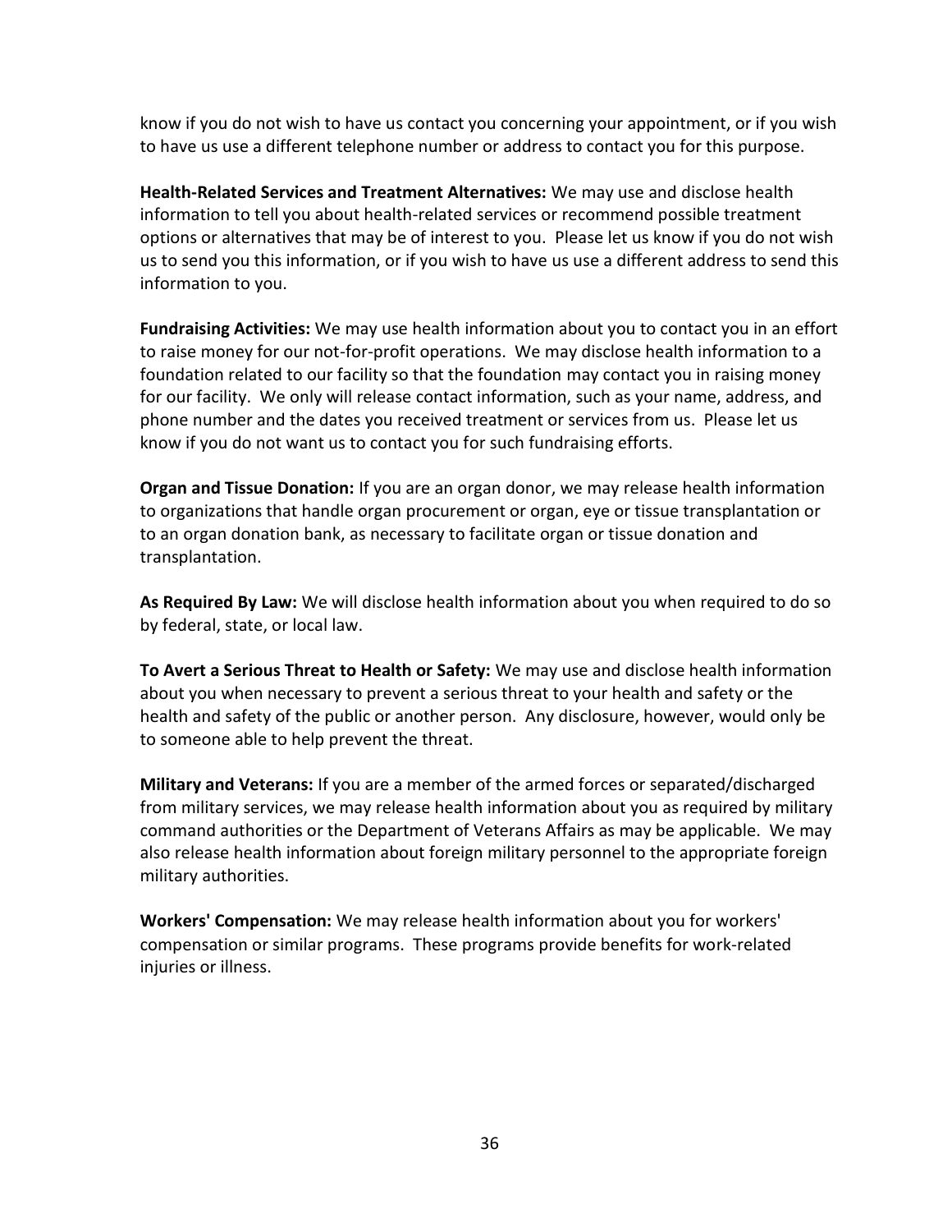know if you do not wish to have us contact you concerning your appointment, or if you wish to have us use a different telephone number or address to contact you for this purpose.

**Health-Related Services and Treatment Alternatives:** We may use and disclose health information to tell you about health-related services or recommend possible treatment options or alternatives that may be of interest to you. Please let us know if you do not wish us to send you this information, or if you wish to have us use a different address to send this information to you.

**Fundraising Activities:** We may use health information about you to contact you in an effort to raise money for our not-for-profit operations. We may disclose health information to a foundation related to our facility so that the foundation may contact you in raising money for our facility. We only will release contact information, such as your name, address, and phone number and the dates you received treatment or services from us. Please let us know if you do not want us to contact you for such fundraising efforts.

**Organ and Tissue Donation:** If you are an organ donor, we may release health information to organizations that handle organ procurement or organ, eye or tissue transplantation or to an organ donation bank, as necessary to facilitate organ or tissue donation and transplantation.

**As Required By Law:** We will disclose health information about you when required to do so by federal, state, or local law.

**To Avert a Serious Threat to Health or Safety:** We may use and disclose health information about you when necessary to prevent a serious threat to your health and safety or the health and safety of the public or another person. Any disclosure, however, would only be to someone able to help prevent the threat.

**Military and Veterans:** If you are a member of the armed forces or separated/discharged from military services, we may release health information about you as required by military command authorities or the Department of Veterans Affairs as may be applicable. We may also release health information about foreign military personnel to the appropriate foreign military authorities.

**Workers' Compensation:** We may release health information about you for workers' compensation or similar programs. These programs provide benefits for work-related injuries or illness.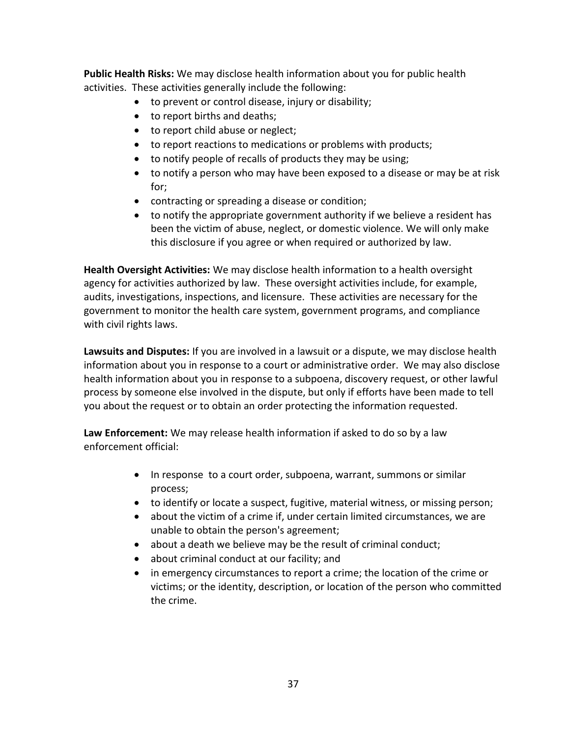**Public Health Risks:** We may disclose health information about you for public health activities. These activities generally include the following:

- to prevent or control disease, injury or disability;
- to report births and deaths;
- to report child abuse or neglect;
- to report reactions to medications or problems with products;
- to notify people of recalls of products they may be using;
- to notify a person who may have been exposed to a disease or may be at risk for;
- contracting or spreading a disease or condition;
- to notify the appropriate government authority if we believe a resident has been the victim of abuse, neglect, or domestic violence. We will only make this disclosure if you agree or when required or authorized by law.

**Health Oversight Activities:** We may disclose health information to a health oversight agency for activities authorized by law. These oversight activities include, for example, audits, investigations, inspections, and licensure. These activities are necessary for the government to monitor the health care system, government programs, and compliance with civil rights laws.

**Lawsuits and Disputes:** If you are involved in a lawsuit or a dispute, we may disclose health information about you in response to a court or administrative order. We may also disclose health information about you in response to a subpoena, discovery request, or other lawful process by someone else involved in the dispute, but only if efforts have been made to tell you about the request or to obtain an order protecting the information requested.

**Law Enforcement:** We may release health information if asked to do so by a law enforcement official:

- In response to a court order, subpoena, warrant, summons or similar process;
- to identify or locate a suspect, fugitive, material witness, or missing person;
- about the victim of a crime if, under certain limited circumstances, we are unable to obtain the person's agreement;
- about a death we believe may be the result of criminal conduct;
- about criminal conduct at our facility; and
- in emergency circumstances to report a crime; the location of the crime or victims; or the identity, description, or location of the person who committed the crime.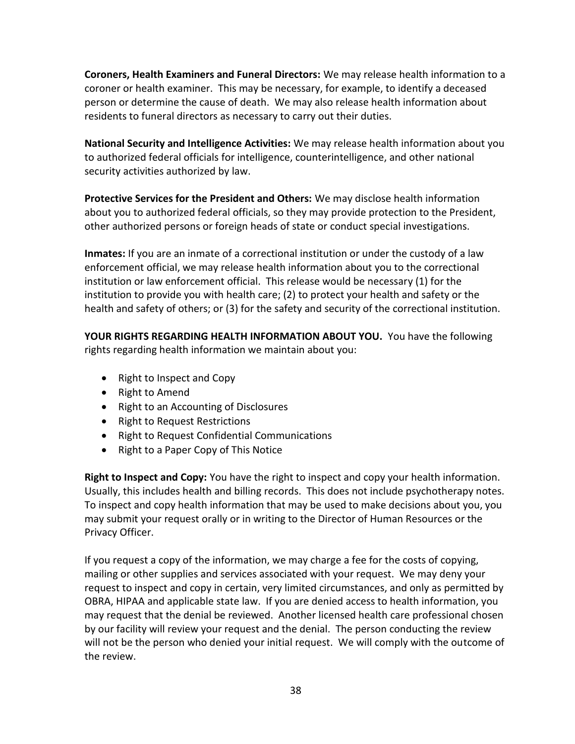**Coroners, Health Examiners and Funeral Directors:** We may release health information to a coroner or health examiner. This may be necessary, for example, to identify a deceased person or determine the cause of death. We may also release health information about residents to funeral directors as necessary to carry out their duties.

**National Security and Intelligence Activities:** We may release health information about you to authorized federal officials for intelligence, counterintelligence, and other national security activities authorized by law.

**Protective Services for the President and Others:** We may disclose health information about you to authorized federal officials, so they may provide protection to the President, other authorized persons or foreign heads of state or conduct special investigations.

**Inmates:** If you are an inmate of a correctional institution or under the custody of a law enforcement official, we may release health information about you to the correctional institution or law enforcement official. This release would be necessary (1) for the institution to provide you with health care; (2) to protect your health and safety or the health and safety of others; or (3) for the safety and security of the correctional institution.

**YOUR RIGHTS REGARDING HEALTH INFORMATION ABOUT YOU.** You have the following rights regarding health information we maintain about you:

- Right to Inspect and Copy
- Right to Amend
- Right to an Accounting of Disclosures
- Right to Request Restrictions
- Right to Request Confidential Communications
- Right to a Paper Copy of This Notice

**Right to Inspect and Copy:** You have the right to inspect and copy your health information. Usually, this includes health and billing records. This does not include psychotherapy notes. To inspect and copy health information that may be used to make decisions about you, you may submit your request orally or in writing to the Director of Human Resources or the Privacy Officer.

If you request a copy of the information, we may charge a fee for the costs of copying, mailing or other supplies and services associated with your request. We may deny your request to inspect and copy in certain, very limited circumstances, and only as permitted by OBRA, HIPAA and applicable state law. If you are denied access to health information, you may request that the denial be reviewed. Another licensed health care professional chosen by our facility will review your request and the denial. The person conducting the review will not be the person who denied your initial request. We will comply with the outcome of the review.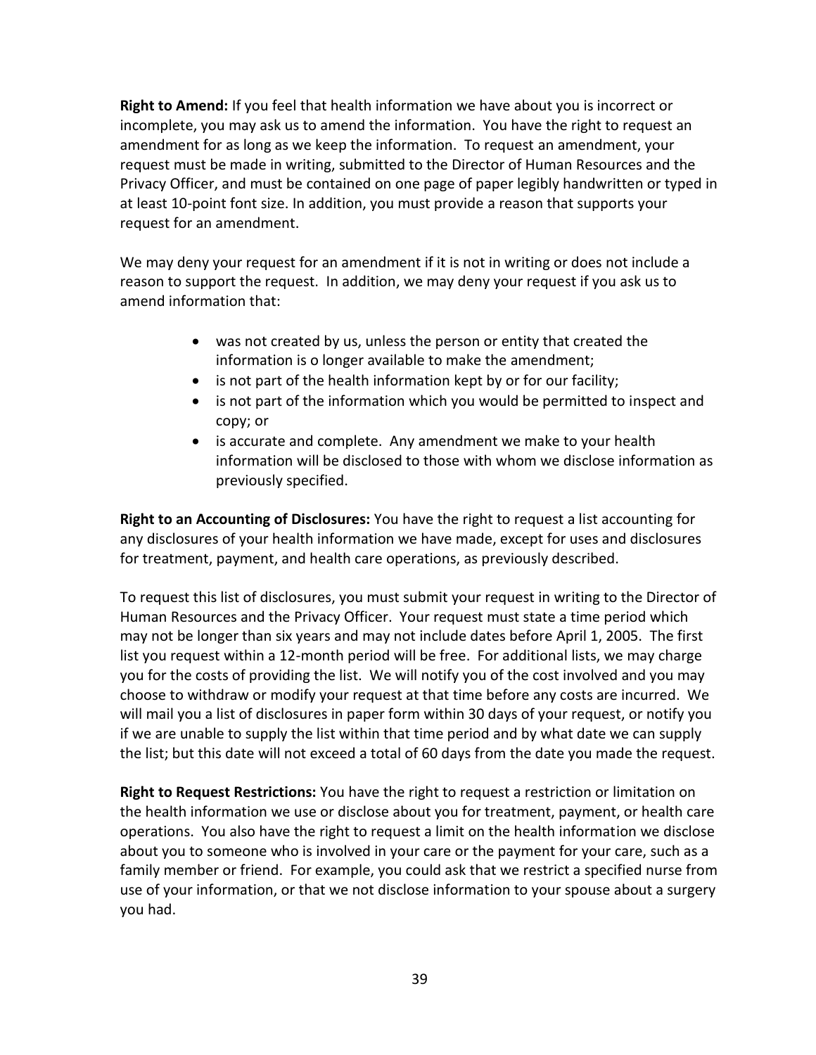**Right to Amend:** If you feel that health information we have about you is incorrect or incomplete, you may ask us to amend the information. You have the right to request an amendment for as long as we keep the information. To request an amendment, your request must be made in writing, submitted to the Director of Human Resources and the Privacy Officer, and must be contained on one page of paper legibly handwritten or typed in at least 10-point font size. In addition, you must provide a reason that supports your request for an amendment.

We may deny your request for an amendment if it is not in writing or does not include a reason to support the request. In addition, we may deny your request if you ask us to amend information that:

- was not created by us, unless the person or entity that created the information is o longer available to make the amendment;
- is not part of the health information kept by or for our facility;
- is not part of the information which you would be permitted to inspect and copy; or
- is accurate and complete. Any amendment we make to your health information will be disclosed to those with whom we disclose information as previously specified.

**Right to an Accounting of Disclosures:** You have the right to request a list accounting for any disclosures of your health information we have made, except for uses and disclosures for treatment, payment, and health care operations, as previously described.

To request this list of disclosures, you must submit your request in writing to the Director of Human Resources and the Privacy Officer. Your request must state a time period which may not be longer than six years and may not include dates before April 1, 2005. The first list you request within a 12-month period will be free. For additional lists, we may charge you for the costs of providing the list. We will notify you of the cost involved and you may choose to withdraw or modify your request at that time before any costs are incurred. We will mail you a list of disclosures in paper form within 30 days of your request, or notify you if we are unable to supply the list within that time period and by what date we can supply the list; but this date will not exceed a total of 60 days from the date you made the request.

**Right to Request Restrictions:** You have the right to request a restriction or limitation on the health information we use or disclose about you for treatment, payment, or health care operations. You also have the right to request a limit on the health information we disclose about you to someone who is involved in your care or the payment for your care, such as a family member or friend. For example, you could ask that we restrict a specified nurse from use of your information, or that we not disclose information to your spouse about a surgery you had.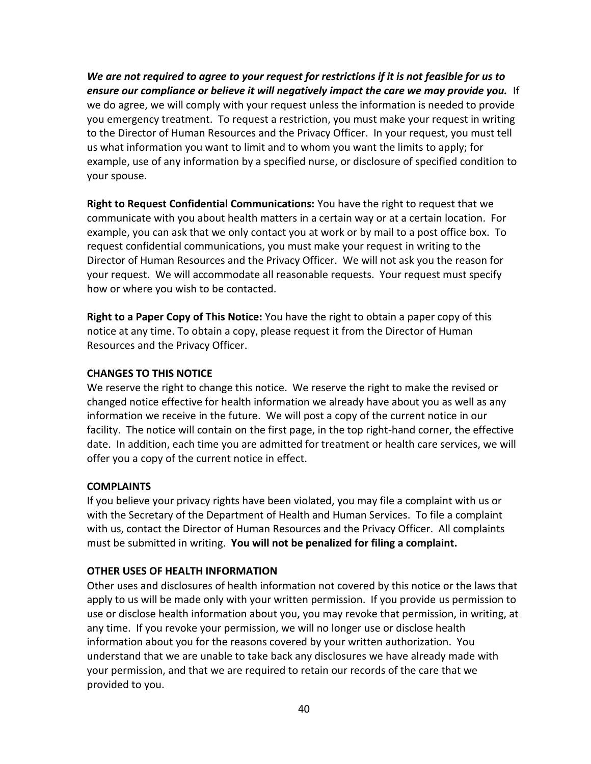***We are not required to agree to your request for restrictions if it is not feasible for us to ensure our compliance or believe it will negatively impact the care we may provide you.*** If we do agree, we will comply with your request unless the information is needed to provide you emergency treatment. To request a restriction, you must make your request in writing to the Director of Human Resources and the Privacy Officer. In your request, you must tell us what information you want to limit and to whom you want the limits to apply; for example, use of any information by a specified nurse, or disclosure of specified condition to your spouse.

**Right to Request Confidential Communications:** You have the right to request that we communicate with you about health matters in a certain way or at a certain location. For example, you can ask that we only contact you at work or by mail to a post office box. To request confidential communications, you must make your request in writing to the Director of Human Resources and the Privacy Officer. We will not ask you the reason for your request. We will accommodate all reasonable requests. Your request must specify how or where you wish to be contacted.

**Right to a Paper Copy of This Notice:** You have the right to obtain a paper copy of this notice at any time. To obtain a copy, please request it from the Director of Human Resources and the Privacy Officer.

**CHANGES TO THIS NOTICE**

We reserve the right to change this notice. We reserve the right to make the revised or changed notice effective for health information we already have about you as well as any information we receive in the future. We will post a copy of the current notice in our facility. The notice will contain on the first page, in the top right-hand corner, the effective date. In addition, each time you are admitted for treatment or health care services, we will offer you a copy of the current notice in effect.

**COMPLAINTS**

If you believe your privacy rights have been violated, you may file a complaint with us or with the Secretary of the Department of Health and Human Services. To file a complaint with us, contact the Director of Human Resources and the Privacy Officer. All complaints must be submitted in writing. **You will not be penalized for filing a complaint.**

**OTHER USES OF HEALTH INFORMATION**

Other uses and disclosures of health information not covered by this notice or the laws that apply to us will be made only with your written permission. If you provide us permission to use or disclose health information about you, you may revoke that permission, in writing, at any time. If you revoke your permission, we will no longer use or disclose health information about you for the reasons covered by your written authorization. You understand that we are unable to take back any disclosures we have already made with your permission, and that we are required to retain our records of the care that we provided to you.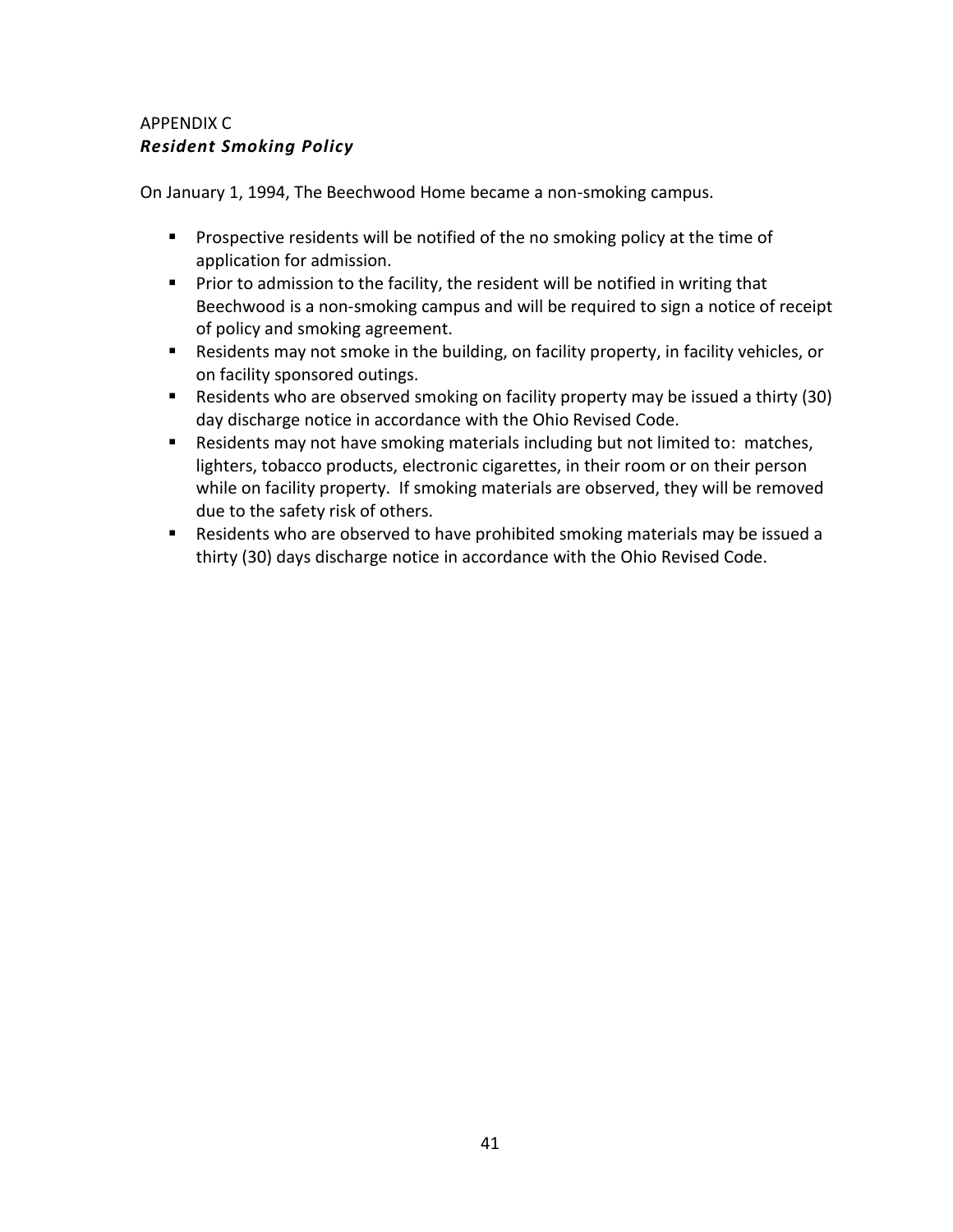## APPENDIX C
### ***Resident Smoking Policy***

On January 1, 1994, The Beechwood Home became a non-smoking campus.

- Prospective residents will be notified of the no smoking policy at the time of application for admission.
- Prior to admission to the facility, the resident will be notified in writing that Beechwood is a non-smoking campus and will be required to sign a notice of receipt of policy and smoking agreement.
- Residents may not smoke in the building, on facility property, in facility vehicles, or on facility sponsored outings.
- Residents who are observed smoking on facility property may be issued a thirty (30) day discharge notice in accordance with the Ohio Revised Code.
- Residents may not have smoking materials including but not limited to: matches, lighters, tobacco products, electronic cigarettes, in their room or on their person while on facility property. If smoking materials are observed, they will be removed due to the safety risk of others.
- Residents who are observed to have prohibited smoking materials may be issued a thirty (30) days discharge notice in accordance with the Ohio Revised Code.